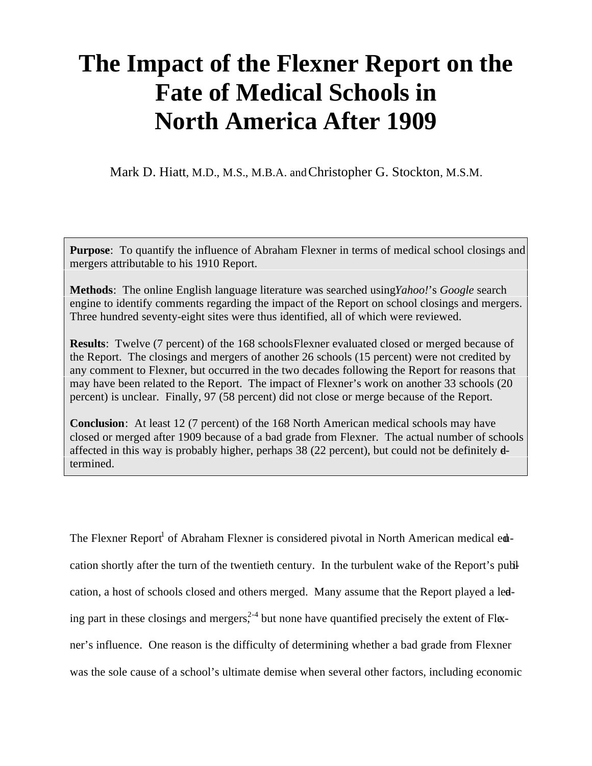# The Impact of the Flexner Report on the Fate of Medical Schools in North America After 1909

Mark D. Hiatt, M.D., M.S., M.B.A. and Christopher G. Stockton, M.S.M.

**Purpose**: To quantify the influence of Abraham Flexner in terms of medical school closings and mergers attributable to his 1910 Report.

**Methods**: The online English language literature was searched using *Yahoo!*'s *Google* search engine to identify comments regarding the impact of the Report on school closings and mergers. Three hundred seventy-eight sites were thus identified, all of which were reviewed.

**Results**: Twelve (7 percent) of the 168 schools Flexner evaluated closed or merged because of the Report. The closings and mergers of another 26 schools (15 percent) were not credited by any comment to Flexner, but occurred in the two decades following the Report for reasons that may have been related to the Report. The impact of Flexner's work on another 33 schools (20 percent) is unclear. Finally, 97 (58 percent) did not close or merge because of the Report.

**Conclusion**: At least 12 (7 percent) of the 168 North American medical schools may have closed or merged after 1909 because of a bad grade from Flexner. The actual number of schools affected in this way is probably higher, perhaps 38 (22 percent), but could not be definitely determined.

The Flexner Report[1] of Abraham Flexner is considered pivotal in North American medical education shortly after the turn of the twentieth century. In the turbulent wake of the Report's publication, a host of schools closed and others merged. Many assume that the Report played a leading part in these closings and mergers,[2-4] but none have quantified precisely the extent of Flexner's influence. One reason is the difficulty of determining whether a bad grade from Flexner was the sole cause of a school's ultimate demise when several other factors, including economic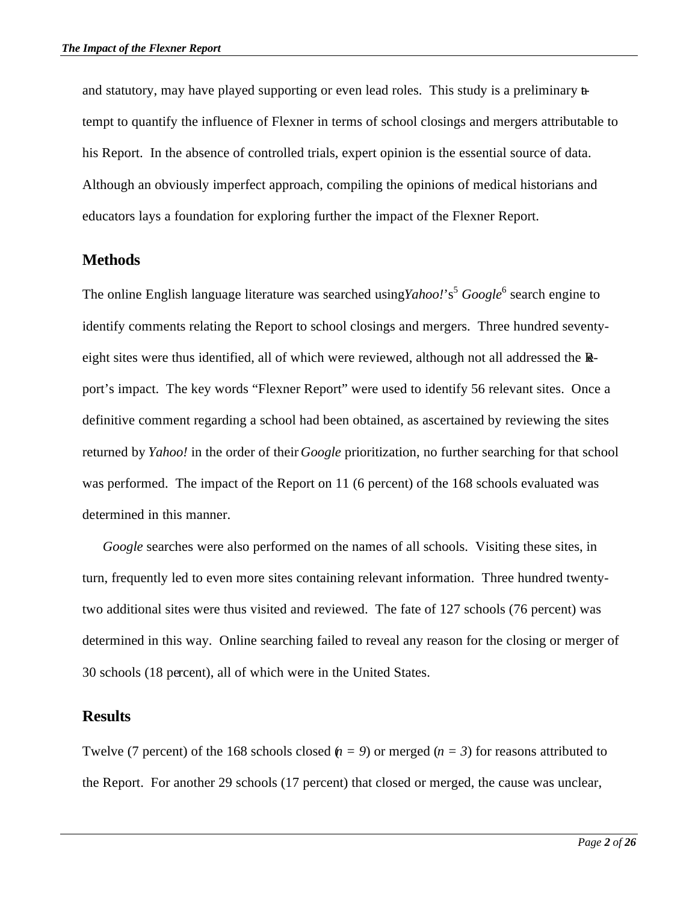and statutory, may have played supporting or even lead roles. This study is a preliminary attempt to quantify the influence of Flexner in terms of school closings and mergers attributable to his Report. In the absence of controlled trials, expert opinion is the essential source of data. Although an obviously imperfect approach, compiling the opinions of medical historians and educators lays a foundation for exploring further the impact of the Flexner Report.

## Methods

The online English language literature was searched using *Yahoo!*'s[5] *Google*[6] search engine to identify comments relating the Report to school closings and mergers. Three hundred seventy-eight sites were thus identified, all of which were reviewed, although not all addressed the Report's impact. The key words "Flexner Report" were used to identify 56 relevant sites. Once a definitive comment regarding a school had been obtained, as ascertained by reviewing the sites returned by *Yahoo!* in the order of their *Google* prioritization, no further searching for that school was performed. The impact of the Report on 11 (6 percent) of the 168 schools evaluated was determined in this manner.

*Google* searches were also performed on the names of all schools. Visiting these sites, in turn, frequently led to even more sites containing relevant information. Three hundred twenty-two additional sites were thus visited and reviewed. The fate of 127 schools (76 percent) was determined in this way. Online searching failed to reveal any reason for the closing or merger of 30 schools (18 percent), all of which were in the United States.

## Results

Twelve (7 percent) of the 168 schools closed ($n = 9$) or merged ($n = 3$) for reasons attributed to the Report. For another 29 schools (17 percent) that closed or merged, the cause was unclear,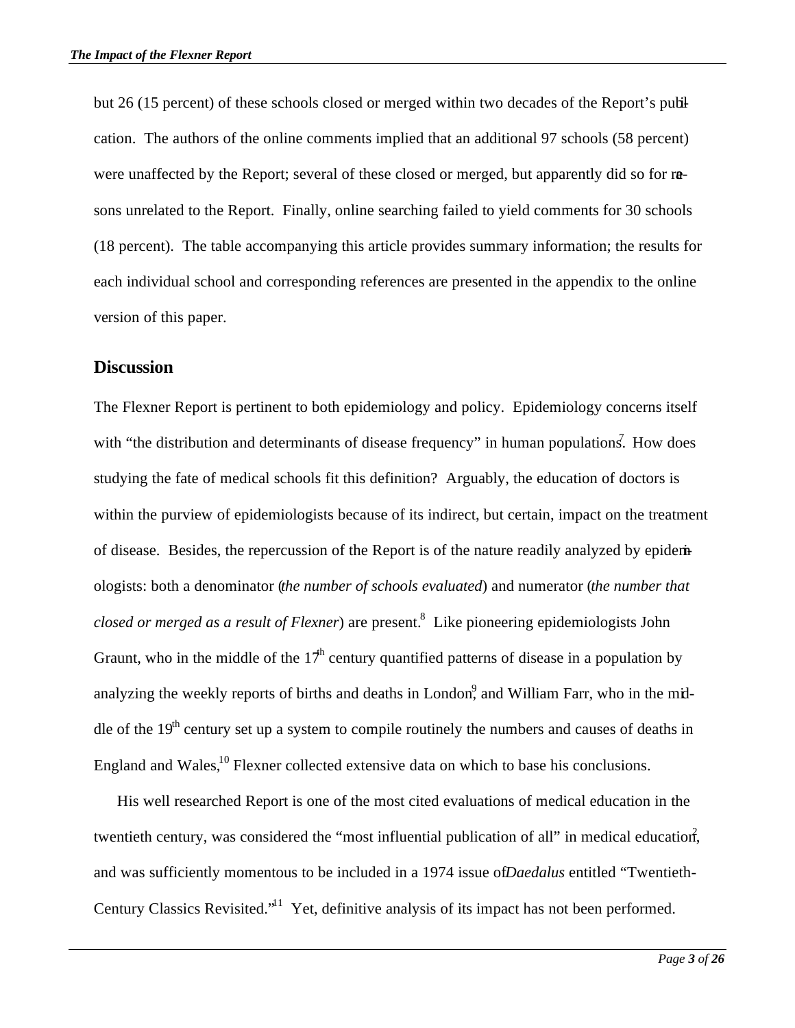but 26 (15 percent) of these schools closed or merged within two decades of the Report's publication. The authors of the online comments implied that an additional 97 schools (58 percent) were unaffected by the Report; several of these closed or merged, but apparently did so for reasons unrelated to the Report. Finally, online searching failed to yield comments for 30 schools (18 percent). The table accompanying this article provides summary information; the results for each individual school and corresponding references are presented in the appendix to the online version of this paper.

## Discussion

The Flexner Report is pertinent to both epidemiology and policy. Epidemiology concerns itself with "the distribution and determinants of disease frequency" in human populations.[7] How does studying the fate of medical schools fit this definition? Arguably, the education of doctors is within the purview of epidemiologists because of its indirect, but certain, impact on the treatment of disease. Besides, the repercussion of the Report is of the nature readily analyzed by epidemiologists: both a denominator (*the number of schools evaluated*) and numerator (*the number that closed or merged as a result of Flexner*) are present.[8] Like pioneering epidemiologists John Graunt, who in the middle of the 17th century quantified patterns of disease in a population by analyzing the weekly reports of births and deaths in London,[9] and William Farr, who in the middle of the 19th century set up a system to compile routinely the numbers and causes of deaths in England and Wales,[10] Flexner collected extensive data on which to base his conclusions.

His well researched Report is one of the most cited evaluations of medical education in the twentieth century, was considered the "most influential publication of all" in medical education,[2] and was sufficiently momentous to be included in a 1974 issue of *Daedalus* entitled "Twentieth-Century Classics Revisited."[11] Yet, definitive analysis of its impact has not been performed.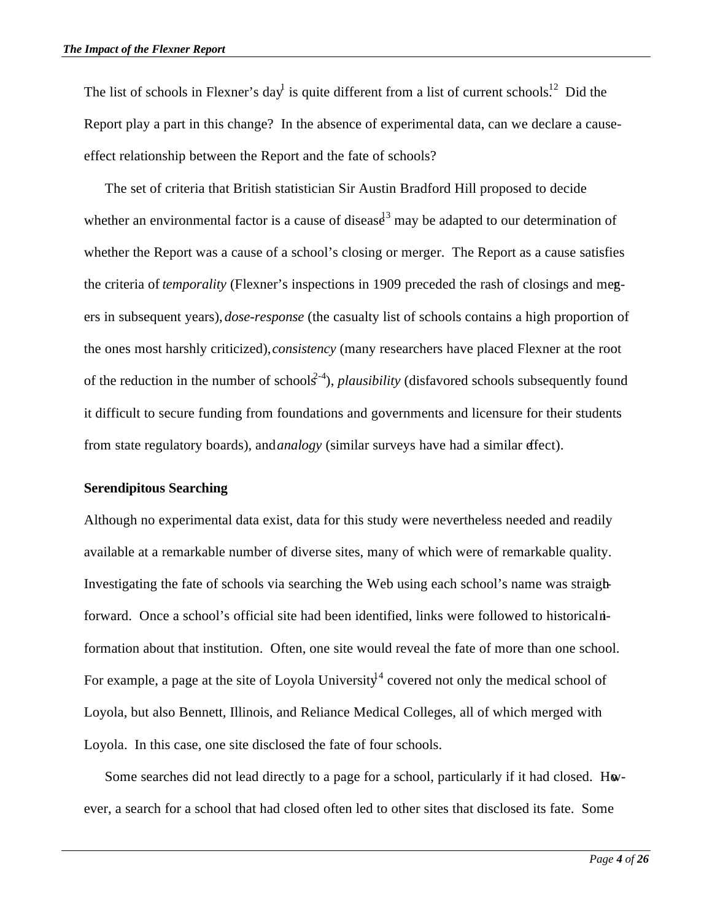The list of schools in Flexner's day[1] is quite different from a list of current schools.[12] Did the Report play a part in this change? In the absence of experimental data, can we declare a cause-effect relationship between the Report and the fate of schools?

The set of criteria that British statistician Sir Austin Bradford Hill proposed to decide whether an environmental factor is a cause of disease[13] may be adapted to our determination of whether the Report was a cause of a school's closing or merger. The Report as a cause satisfies the criteria of *temporality* (Flexner's inspections in 1909 preceded the rash of closings and mergers in subsequent years), *dose-response* (the casualty list of schools contains a high proportion of the ones most harshly criticized), *consistency* (many researchers have placed Flexner at the root of the reduction in the number of schools[2-4]), *plausibility* (disfavored schools subsequently found it difficult to secure funding from foundations and governments and licensure for their students from state regulatory boards), and *analogy* (similar surveys have had a similar effect).

**Serendipitous Searching**

Although no experimental data exist, data for this study were nevertheless needed and readily available at a remarkable number of diverse sites, many of which were of remarkable quality. Investigating the fate of schools via searching the Web using each school's name was straightforward. Once a school's official site had been identified, links were followed to historical information about that institution. Often, one site would reveal the fate of more than one school. For example, a page at the site of Loyola University[14] covered not only the medical school of Loyola, but also Bennett, Illinois, and Reliance Medical Colleges, all of which merged with Loyola. In this case, one site disclosed the fate of four schools.

Some searches did not lead directly to a page for a school, particularly if it had closed. However, a search for a school that had closed often led to other sites that disclosed its fate. Some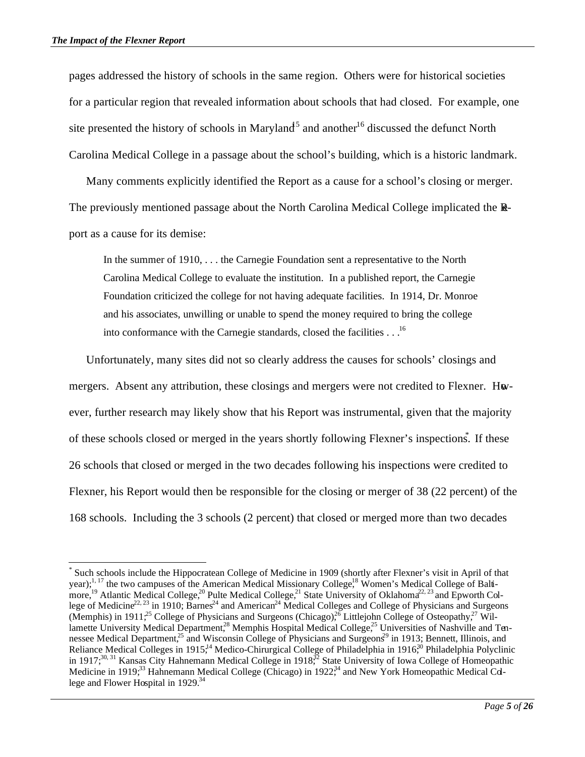pages addressed the history of schools in the same region. Others were for historical societies for a particular region that revealed information about schools that had closed. For example, one site presented the history of schools in Maryland[15] and another[16] discussed the defunct North Carolina Medical College in a passage about the school's building, which is a historic landmark.

Many comments explicitly identified the Report as a cause for a school's closing or merger. The previously mentioned passage about the North Carolina Medical College implicated the Report as a cause for its demise:

> In the summer of 1910, . . . the Carnegie Foundation sent a representative to the North Carolina Medical College to evaluate the institution. In a published report, the Carnegie Foundation criticized the college for not having adequate facilities. In 1914, Dr. Monroe and his associates, unwilling or unable to spend the money required to bring the college into conformance with the Carnegie standards, closed the facilities . . .[16]

Unfortunately, many sites did not so clearly address the causes for schools' closings and mergers. Absent any attribution, these closings and mergers were not credited to Flexner. However, further research may likely show that his Report was instrumental, given that the majority of these schools closed or merged in the years shortly following Flexner's inspections.* If these 26 schools that closed or merged in the two decades following his inspections were credited to Flexner, his Report would then be responsible for the closing or merger of 38 (22 percent) of the 168 schools. Including the 3 schools (2 percent) that closed or merged more than two decades

---

* Such schools include the Hippocratean College of Medicine in 1909 (shortly after Flexner's visit in April of that year);[1, 17] the two campuses of the American Medical Missionary College,[18] Women's Medical College of Baltimore,[19] Atlantic Medical College,[20] Pulte Medical College,[21] State University of Oklahoma[22, 23] and Epworth College of Medicine[22, 23] in 1910; Barnes[24] and American[24] Medical Colleges and College of Physicians and Surgeons (Memphis) in 1911;[25] College of Physicians and Surgeons (Chicago),[26] Littlejohn College of Osteopathy,[27] Willamette University Medical Department,[28] Memphis Hospital Medical College,[25] Universities of Nashville and Tennessee Medical Department,[25] and Wisconsin College of Physicians and Surgeons[29] in 1913; Bennett, Illinois, and Reliance Medical Colleges in 1915;[14] Medico-Chirurgical College of Philadelphia in 1916;[30] Philadelphia Polyclinic in 1917;[30, 31] Kansas City Hahnemann Medical College in 1918;[32] State University of Iowa College of Homeopathic Medicine in 1919;[33] Hahnemann Medical College (Chicago) in 1922;[34] and New York Homeopathic Medical College and Flower Hospital in 1929.[34]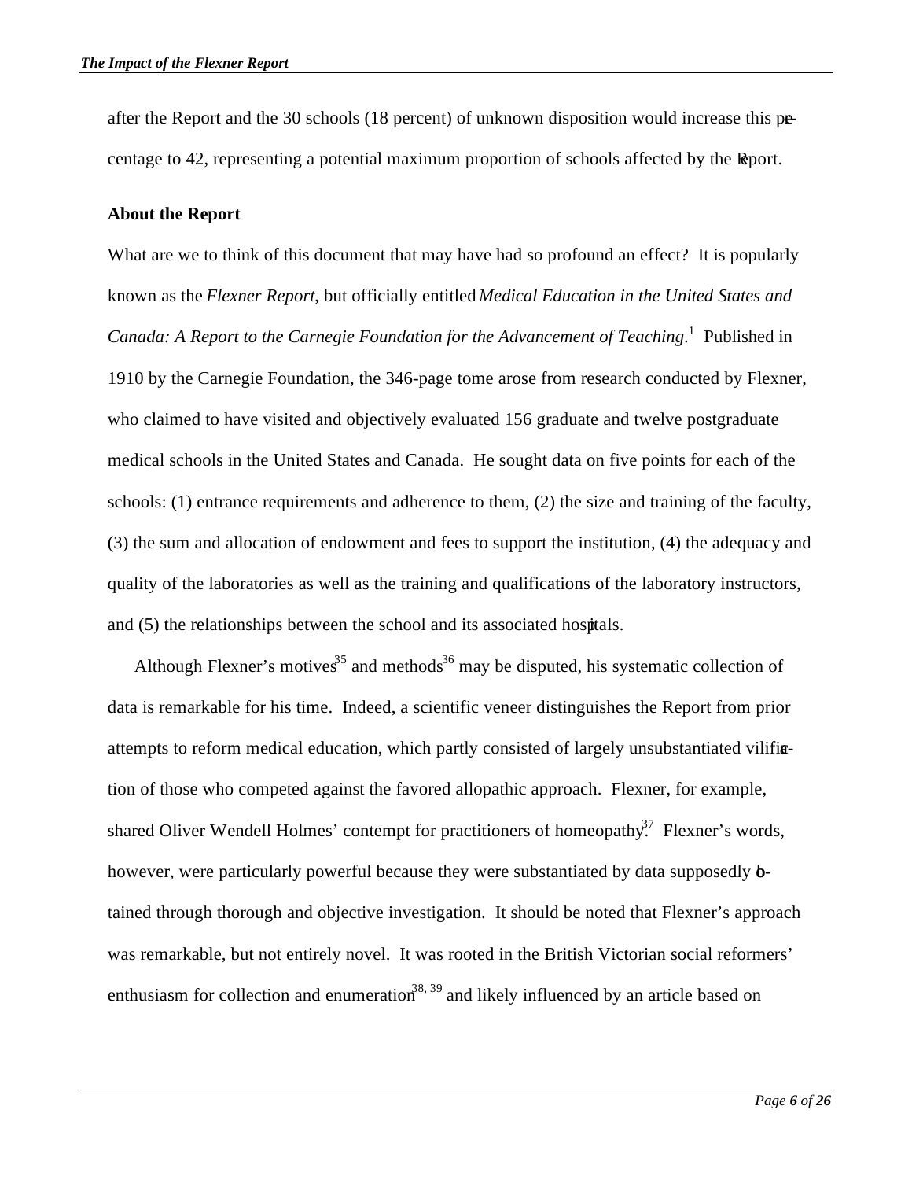after the Report and the 30 schools (18 percent) of unknown disposition would increase this percentage to 42, representing a potential maximum proportion of schools affected by the Report.

## About the Report

What are we to think of this document that may have had so profound an effect? It is popularly known as the *Flexner Report*, but officially entitled *Medical Education in the United States and Canada: A Report to the Carnegie Foundation for the Advancement of Teaching*.[1] Published in 1910 by the Carnegie Foundation, the 346-page tome arose from research conducted by Flexner, who claimed to have visited and objectively evaluated 156 graduate and twelve postgraduate medical schools in the United States and Canada. He sought data on five points for each of the schools: (1) entrance requirements and adherence to them, (2) the size and training of the faculty, (3) the sum and allocation of endowment and fees to support the institution, (4) the adequacy and quality of the laboratories as well as the training and qualifications of the laboratory instructors, and (5) the relationships between the school and its associated hospitals.

Although Flexner's motives[35] and methods[36] may be disputed, his systematic collection of data is remarkable for his time. Indeed, a scientific veneer distinguishes the Report from prior attempts to reform medical education, which partly consisted of largely unsubstantiated vilification of those who competed against the favored allopathic approach. Flexner, for example, shared Oliver Wendell Holmes' contempt for practitioners of homeopathy.[37] Flexner's words, however, were particularly powerful because they were substantiated by data supposedly obtained through thorough and objective investigation. It should be noted that Flexner's approach was remarkable, but not entirely novel. It was rooted in the British Victorian social reformers' enthusiasm for collection and enumeration[38, 39] and likely influenced by an article based on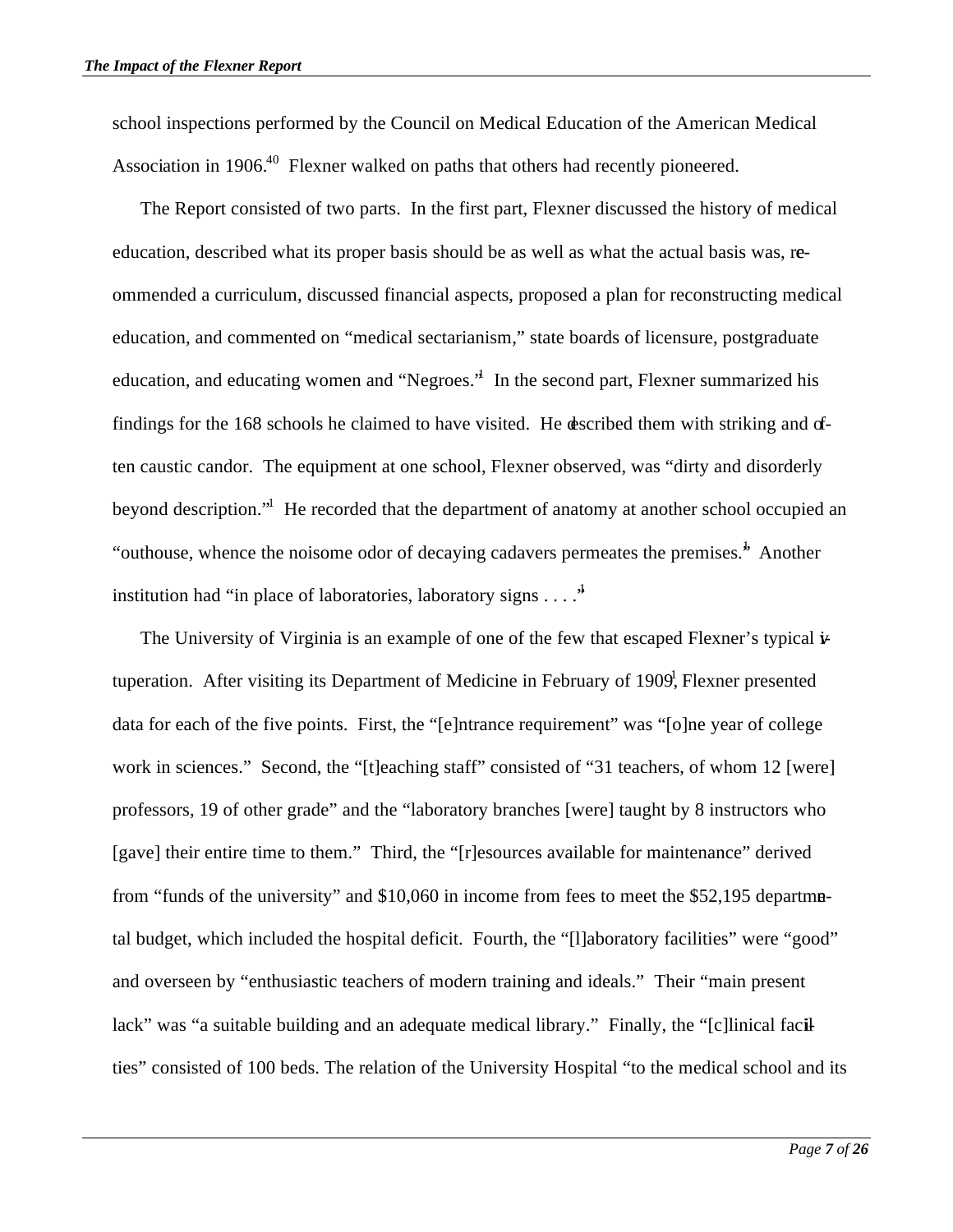school inspections performed by the Council on Medical Education of the American Medical Association in 1906.[40] Flexner walked on paths that others had recently pioneered.

The Report consisted of two parts. In the first part, Flexner discussed the history of medical education, described what its proper basis should be as well as what the actual basis was, recommended a curriculum, discussed financial aspects, proposed a plan for reconstructing medical education, and commented on "medical sectarianism," state boards of licensure, postgraduate education, and educating women and "Negroes."[41] In the second part, Flexner summarized his findings for the 168 schools he claimed to have visited. He described them with striking and often caustic candor. The equipment at one school, Flexner observed, was "dirty and disorderly beyond description."[42] He recorded that the department of anatomy at another school occupied an "outhouse, whence the noisome odor of decaying cadavers permeates the premises."[43] Another institution had "in place of laboratories, laboratory signs . . . ."[44]

The University of Virginia is an example of one of the few that escaped Flexner's typical vituperation. After visiting its Department of Medicine in February of 1909,[1] Flexner presented data for each of the five points. First, the "[e]ntrance requirement" was "[o]ne year of college work in sciences." Second, the "[t]eaching staff" consisted of "31 teachers, of whom 12 [were] professors, 19 of other grade" and the "laboratory branches [were] taught by 8 instructors who [gave] their entire time to them." Third, the "[r]esources available for maintenance" derived from "funds of the university" and $10,060 in income from fees to meet the $52,195 departmental budget, which included the hospital deficit. Fourth, the "[l]aboratory facilities" were "good" and overseen by "enthusiastic teachers of modern training and ideals." Their "main present lack" was "a suitable building and an adequate medical library." Finally, the "[c]linical facilities" consisted of 100 beds. The relation of the University Hospital "to the medical school and its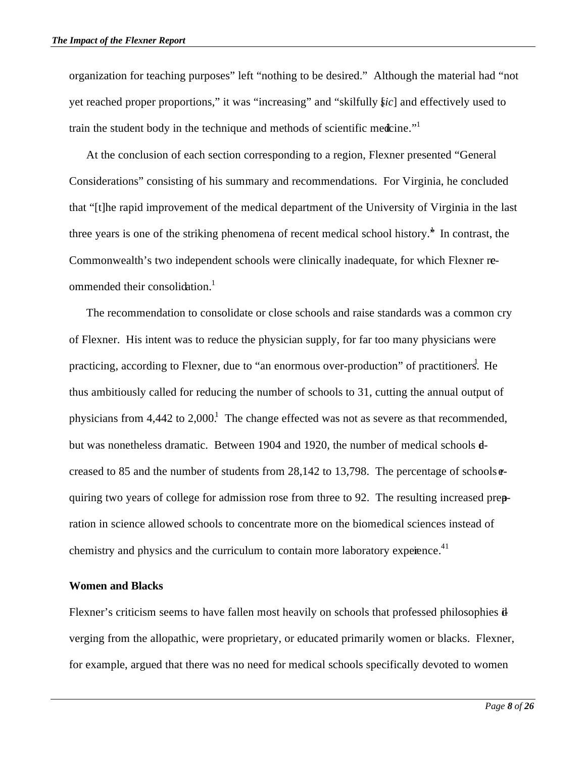organization for teaching purposes" left "nothing to be desired." Although the material had "not yet reached proper proportions," it was "increasing" and "skilfully [*sic*] and effectively used to train the student body in the technique and methods of scientific medicine."[1]

At the conclusion of each section corresponding to a region, Flexner presented "General Considerations" consisting of his summary and recommendations. For Virginia, he concluded that "[t]he rapid improvement of the medical department of the University of Virginia in the last three years is one of the striking phenomena of recent medical school history."[1] In contrast, the Commonwealth's two independent schools were clinically inadequate, for which Flexner recommended their consolidation.[1]

The recommendation to consolidate or close schools and raise standards was a common cry of Flexner. His intent was to reduce the physician supply, for far too many physicians were practicing, according to Flexner, due to "an enormous over-production" of practitioners.[1] He thus ambitiously called for reducing the number of schools to 31, cutting the annual output of physicians from 4,442 to 2,000.[1] The change effected was not as severe as that recommended, but was nonetheless dramatic. Between 1904 and 1920, the number of medical schools decreased to 85 and the number of students from 28,142 to 13,798. The percentage of schools requiring two years of college for admission rose from three to 92. The resulting increased preparation in science allowed schools to concentrate more on the biomedical sciences instead of chemistry and physics and the curriculum to contain more laboratory experience.[41]

**Women and Blacks**

Flexner's criticism seems to have fallen most heavily on schools that professed philosophies diverging from the allopathic, were proprietary, or educated primarily women or blacks. Flexner, for example, argued that there was no need for medical schools specifically devoted to women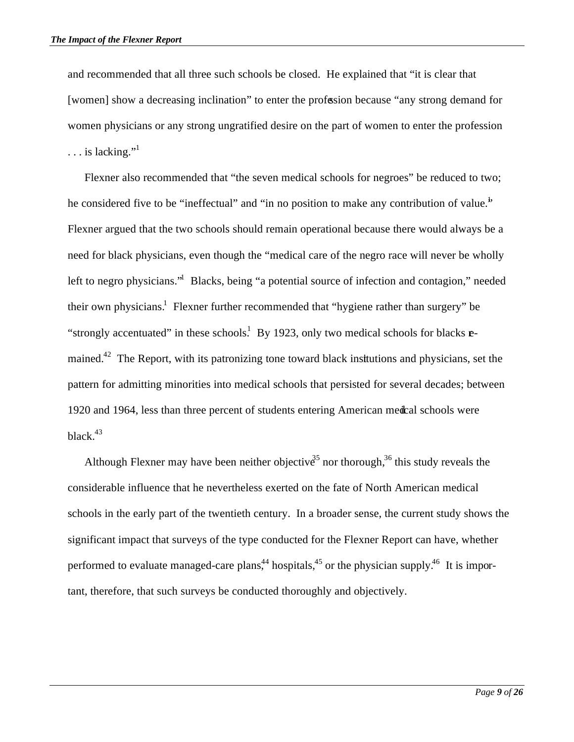and recommended that all three such schools be closed. He explained that "it is clear that [women] show a decreasing inclination" to enter the profession because "any strong demand for women physicians or any strong ungratified desire on the part of women to enter the profession . . . is lacking."[1]

Flexner also recommended that "the seven medical schools for negroes" be reduced to two; he considered five to be "ineffectual" and "in no position to make any contribution of value."[1] Flexner argued that the two schools should remain operational because there would always be a need for black physicians, even though the "medical care of the negro race will never be wholly left to negro physicians."[1] Blacks, being "a potential source of infection and contagion," needed their own physicians.[1] Flexner further recommended that "hygiene rather than surgery" be "strongly accentuated" in these schools.[1] By 1923, only two medical schools for blacks remained.[42] The Report, with its patronizing tone toward black institutions and physicians, set the pattern for admitting minorities into medical schools that persisted for several decades; between 1920 and 1964, less than three percent of students entering American medical schools were black.[43]

Although Flexner may have been neither objective[35] nor thorough,[36] this study reveals the considerable influence that he nevertheless exerted on the fate of North American medical schools in the early part of the twentieth century. In a broader sense, the current study shows the significant impact that surveys of the type conducted for the Flexner Report can have, whether performed to evaluate managed-care plans,[44] hospitals,[45] or the physician supply.[46] It is important, therefore, that such surveys be conducted thoroughly and objectively.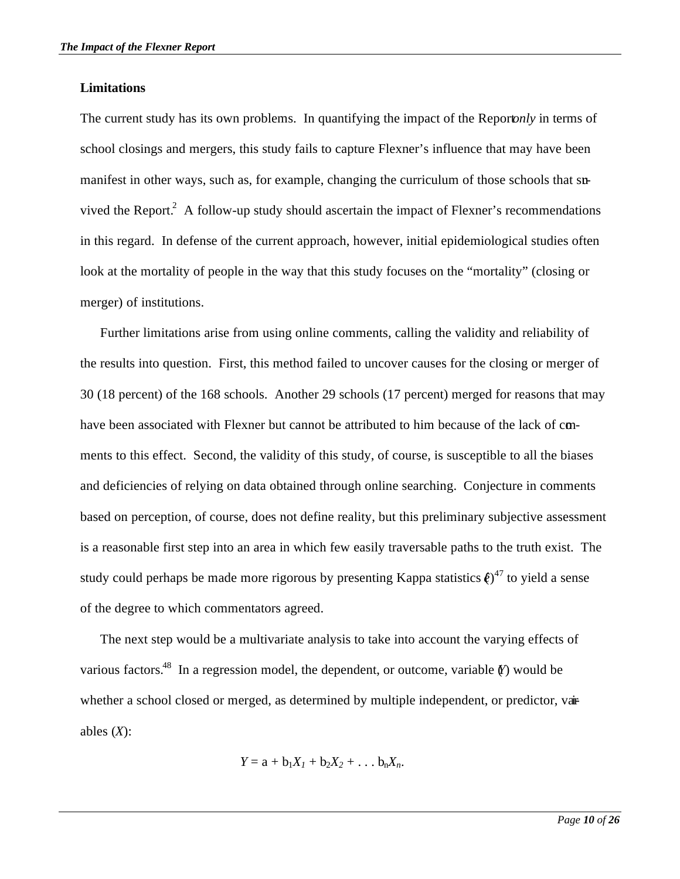### Limitations

The current study has its own problems. In quantifying the impact of the Report *only* in terms of school closings and mergers, this study fails to capture Flexner's influence that may have been manifest in other ways, such as, for example, changing the curriculum of those schools that survived the Report.[2] A follow-up study should ascertain the impact of Flexner's recommendations in this regard. In defense of the current approach, however, initial epidemiological studies often look at the mortality of people in the way that this study focuses on the "mortality" (closing or merger) of institutions.

Further limitations arise from using online comments, calling the validity and reliability of the results into question. First, this method failed to uncover causes for the closing or merger of 30 (18 percent) of the 168 schools. Another 29 schools (17 percent) merged for reasons that may have been associated with Flexner but cannot be attributed to him because of the lack of comments to this effect. Second, the validity of this study, of course, is susceptible to all the biases and deficiencies of relying on data obtained through online searching. Conjecture in comments based on perception, of course, does not define reality, but this preliminary subjective assessment is a reasonable first step into an area in which few easily traversable paths to the truth exist. The study could perhaps be made more rigorous by presenting Kappa statistics ($\kappa$)[47] to yield a sense of the degree to which commentators agreed.

The next step would be a multivariate analysis to take into account the varying effects of various factors.[48] In a regression model, the dependent, or outcome, variable ($Y$) would be whether a school closed or merged, as determined by multiple independent, or predictor, variables ($X$):

$$Y = a + b_1X_1 + b_2X_2 + \ldots b_nX_n.$$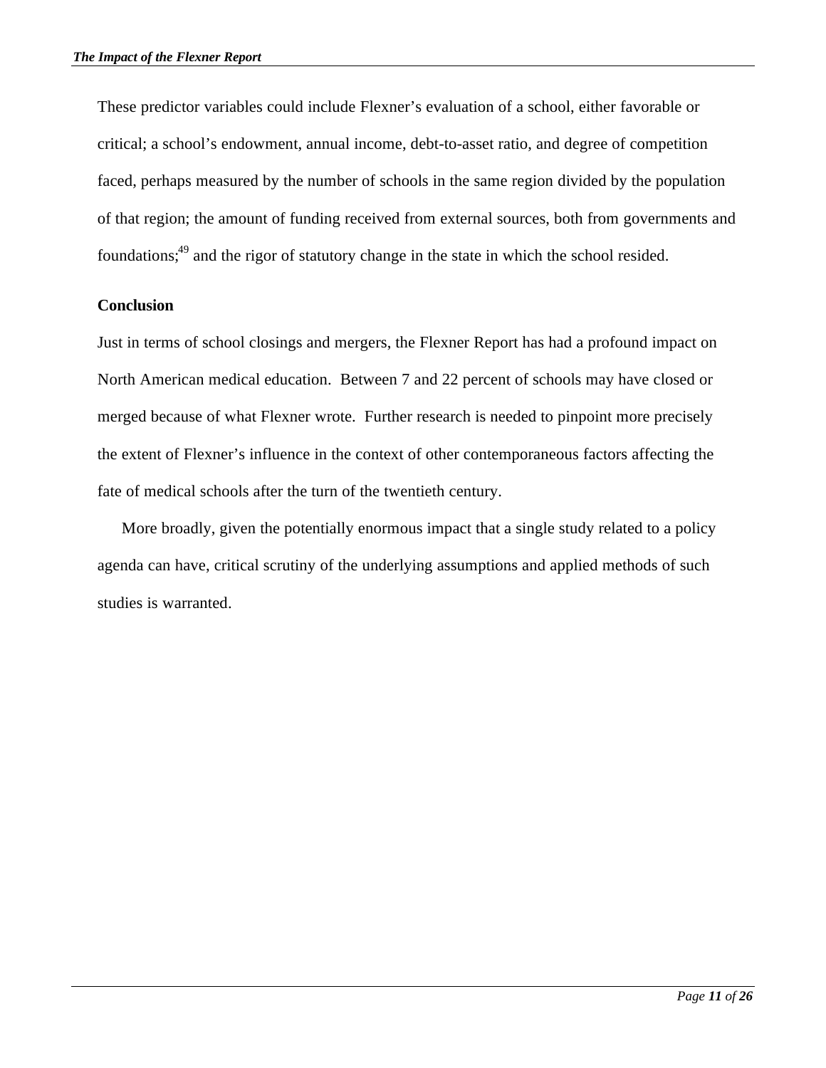These predictor variables could include Flexner's evaluation of a school, either favorable or critical; a school's endowment, annual income, debt-to-asset ratio, and degree of competition faced, perhaps measured by the number of schools in the same region divided by the population of that region; the amount of funding received from external sources, both from governments and foundations;[49] and the rigor of statutory change in the state in which the school resided.

**Conclusion**

Just in terms of school closings and mergers, the Flexner Report has had a profound impact on North American medical education. Between 7 and 22 percent of schools may have closed or merged because of what Flexner wrote. Further research is needed to pinpoint more precisely the extent of Flexner's influence in the context of other contemporaneous factors affecting the fate of medical schools after the turn of the twentieth century.

More broadly, given the potentially enormous impact that a single study related to a policy agenda can have, critical scrutiny of the underlying assumptions and applied methods of such studies is warranted.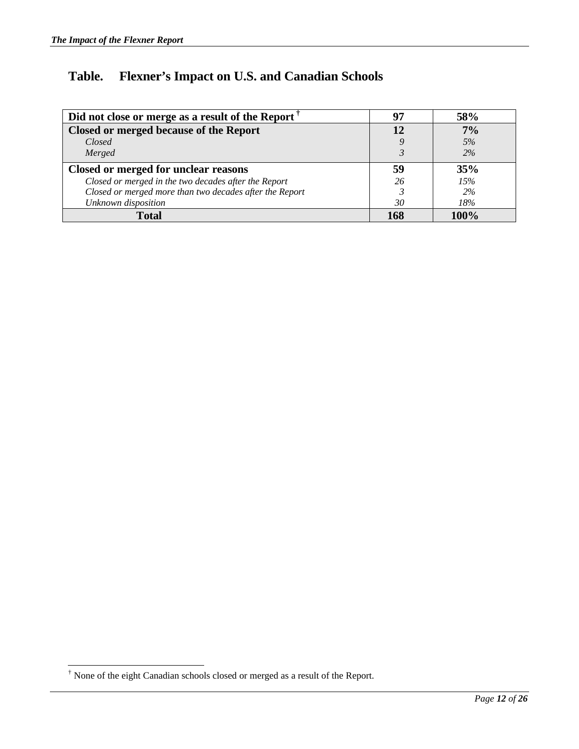## Table. Flexner's Impact on U.S. and Canadian Schools

| | | |
|---|---|---|
| **Did not close or merge as a result of the Report** [†] | **97** | **58%** |
| **Closed or merged because of the Report** | **12** | **7%** |
| *Closed* | *9* | *5%* |
| *Merged* | *3* | *2%* |
| **Closed or merged for unclear reasons** | **59** | **35%** |
| *Closed or merged in the two decades after the Report* | *26* | *15%* |
| *Closed or merged more than two decades after the Report* | *3* | *2%* |
| *Unknown disposition* | *30* | *18%* |
| **Total** | **168** | **100%** |

[†] None of the eight Canadian schools closed or merged as a result of the Report.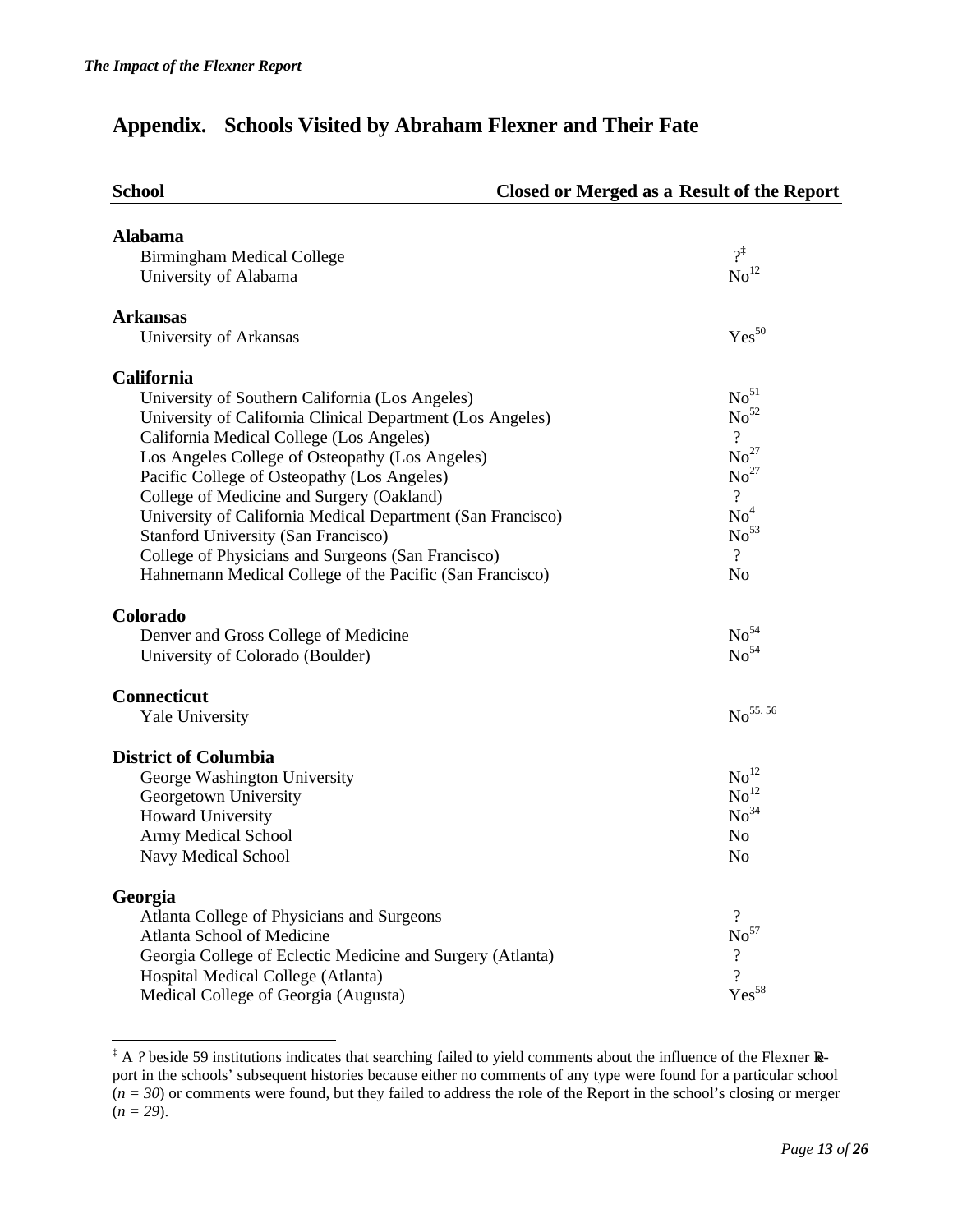## Appendix. Schools Visited by Abraham Flexner and Their Fate

| School | Closed or Merged as a Result of the Report |
|---|---|
| **Alabama** | |
| Birmingham Medical College | ?[‡] |
| University of Alabama | No[12] |
| **Arkansas** | |
| University of Arkansas | Yes[50] |
| **California** | |
| University of Southern California (Los Angeles) | No[51] |
| University of California Clinical Department (Los Angeles) | No[52] |
| California Medical College (Los Angeles) | ? |
| Los Angeles College of Osteopathy (Los Angeles) | No[27] |
| Pacific College of Osteopathy (Los Angeles) | No[27] |
| College of Medicine and Surgery (Oakland) | ? |
| University of California Medical Department (San Francisco) | No[4] |
| Stanford University (San Francisco) | No[53] |
| College of Physicians and Surgeons (San Francisco) | ? |
| Hahnemann Medical College of the Pacific (San Francisco) | No |
| **Colorado** | |
| Denver and Gross College of Medicine | No[54] |
| University of Colorado (Boulder) | No[54] |
| **Connecticut** | |
| Yale University | No[55, 56] |
| **District of Columbia** | |
| George Washington University | No[12] |
| Georgetown University | No[12] |
| Howard University | No[34] |
| Army Medical School | No |
| Navy Medical School | No |
| **Georgia** | |
| Atlanta College of Physicians and Surgeons | ? |
| Atlanta School of Medicine | No[57] |
| Georgia College of Eclectic Medicine and Surgery (Atlanta) | ? |
| Hospital Medical College (Atlanta) | ? |
| Medical College of Georgia (Augusta) | Yes[58] |

[‡] A *?* beside 59 institutions indicates that searching failed to yield comments about the influence of the Flexner Report in the schools' subsequent histories because either no comments of any type were found for a particular school (*n = 30*) or comments were found, but they failed to address the role of the Report in the school's closing or merger (*n = 29*).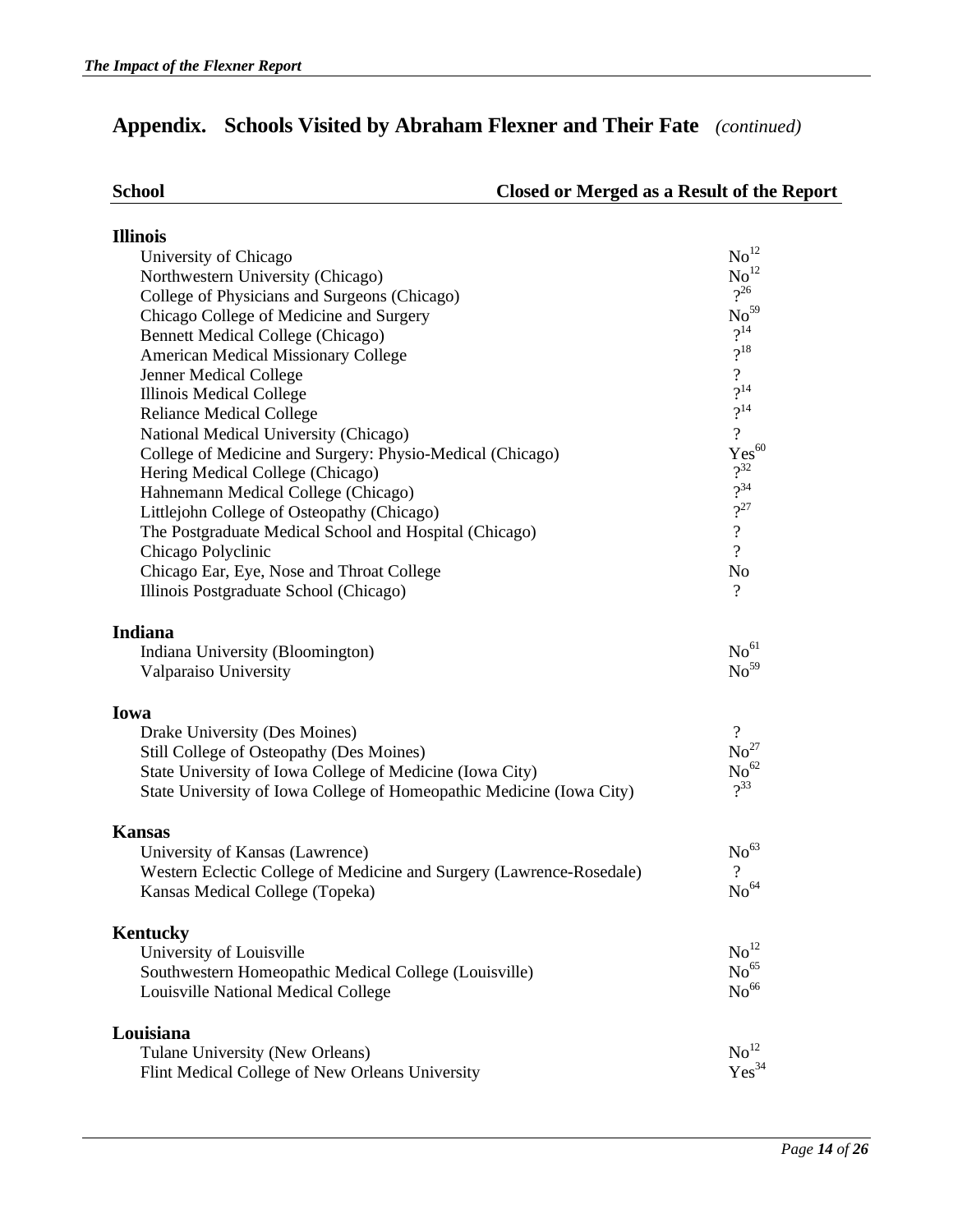## Appendix. Schools Visited by Abraham Flexner and Their Fate *(continued)*

| School | Closed or Merged as a Result of the Report |
|---|---|
| **Illinois** | |
| University of Chicago | No[12] |
| Northwestern University (Chicago) | No[12] |
| College of Physicians and Surgeons (Chicago) | ?[26] |
| Chicago College of Medicine and Surgery | No[59] |
| Bennett Medical College (Chicago) | ?[14] |
| American Medical Missionary College | ?[18] |
| Jenner Medical College | ? |
| Illinois Medical College | ?[14] |
| Reliance Medical College | ?[14] |
| National Medical University (Chicago) | ? |
| College of Medicine and Surgery: Physio-Medical (Chicago) | Yes[60] |
| Hering Medical College (Chicago) | ?[32] |
| Hahnemann Medical College (Chicago) | ?[34] |
| Littlejohn College of Osteopathy (Chicago) | ?[27] |
| The Postgraduate Medical School and Hospital (Chicago) | ? |
| Chicago Polyclinic | ? |
| Chicago Ear, Eye, Nose and Throat College | No |
| Illinois Postgraduate School (Chicago) | ? |
| **Indiana** | |
| Indiana University (Bloomington) | No[61] |
| Valparaiso University | No[59] |
| **Iowa** | |
| Drake University (Des Moines) | ? |
| Still College of Osteopathy (Des Moines) | No[27] |
| State University of Iowa College of Medicine (Iowa City) | No[62] |
| State University of Iowa College of Homeopathic Medicine (Iowa City) | ?[33] |
| **Kansas** | |
| University of Kansas (Lawrence) | No[63] |
| Western Eclectic College of Medicine and Surgery (Lawrence-Rosedale) | ? |
| Kansas Medical College (Topeka) | No[64] |
| **Kentucky** | |
| University of Louisville | No[12] |
| Southwestern Homeopathic Medical College (Louisville) | No[65] |
| Louisville National Medical College | No[66] |
| **Louisiana** | |
| Tulane University (New Orleans) | No[12] |
| Flint Medical College of New Orleans University | Yes[34] |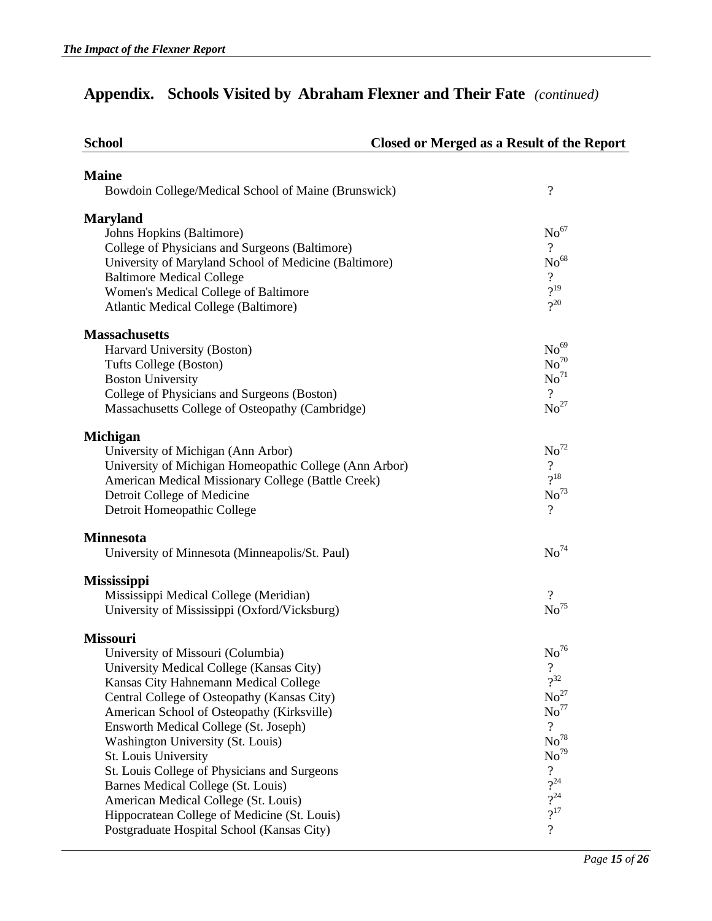## Appendix. Schools Visited by Abraham Flexner and Their Fate *(continued)*

| School | Closed or Merged as a Result of the Report |
|---|---|
| **Maine** | |
| Bowdoin College/Medical School of Maine (Brunswick) | ? |
| **Maryland** | |
| Johns Hopkins (Baltimore) | No[67] |
| College of Physicians and Surgeons (Baltimore) | ? |
| University of Maryland School of Medicine (Baltimore) | No[68] |
| Baltimore Medical College | ? |
| Women's Medical College of Baltimore | ?[19] |
| Atlantic Medical College (Baltimore) | ?[20] |
| **Massachusetts** | |
| Harvard University (Boston) | No[69] |
| Tufts College (Boston) | No[70] |
| Boston University | No[71] |
| College of Physicians and Surgeons (Boston) | ? |
| Massachusetts College of Osteopathy (Cambridge) | No[27] |
| **Michigan** | |
| University of Michigan (Ann Arbor) | No[72] |
| University of Michigan Homeopathic College (Ann Arbor) | ? |
| American Medical Missionary College (Battle Creek) | ?[18] |
| Detroit College of Medicine | No[73] |
| Detroit Homeopathic College | ? |
| **Minnesota** | |
| University of Minnesota (Minneapolis/St. Paul) | No[74] |
| **Mississippi** | |
| Mississippi Medical College (Meridian) | ? |
| University of Mississippi (Oxford/Vicksburg) | No[75] |
| **Missouri** | |
| University of Missouri (Columbia) | No[76] |
| University Medical College (Kansas City) | ? |
| Kansas City Hahnemann Medical College | ?[32] |
| Central College of Osteopathy (Kansas City) | No[27] |
| American School of Osteopathy (Kirksville) | No[77] |
| Ensworth Medical College (St. Joseph) | ? |
| Washington University (St. Louis) | No[78] |
| St. Louis University | No[79] |
| St. Louis College of Physicians and Surgeons | ? |
| Barnes Medical College (St. Louis) | ?[24] |
| American Medical College (St. Louis) | ?[24] |
| Hippocratean College of Medicine (St. Louis) | ?[17] |
| Postgraduate Hospital School (Kansas City) | ? |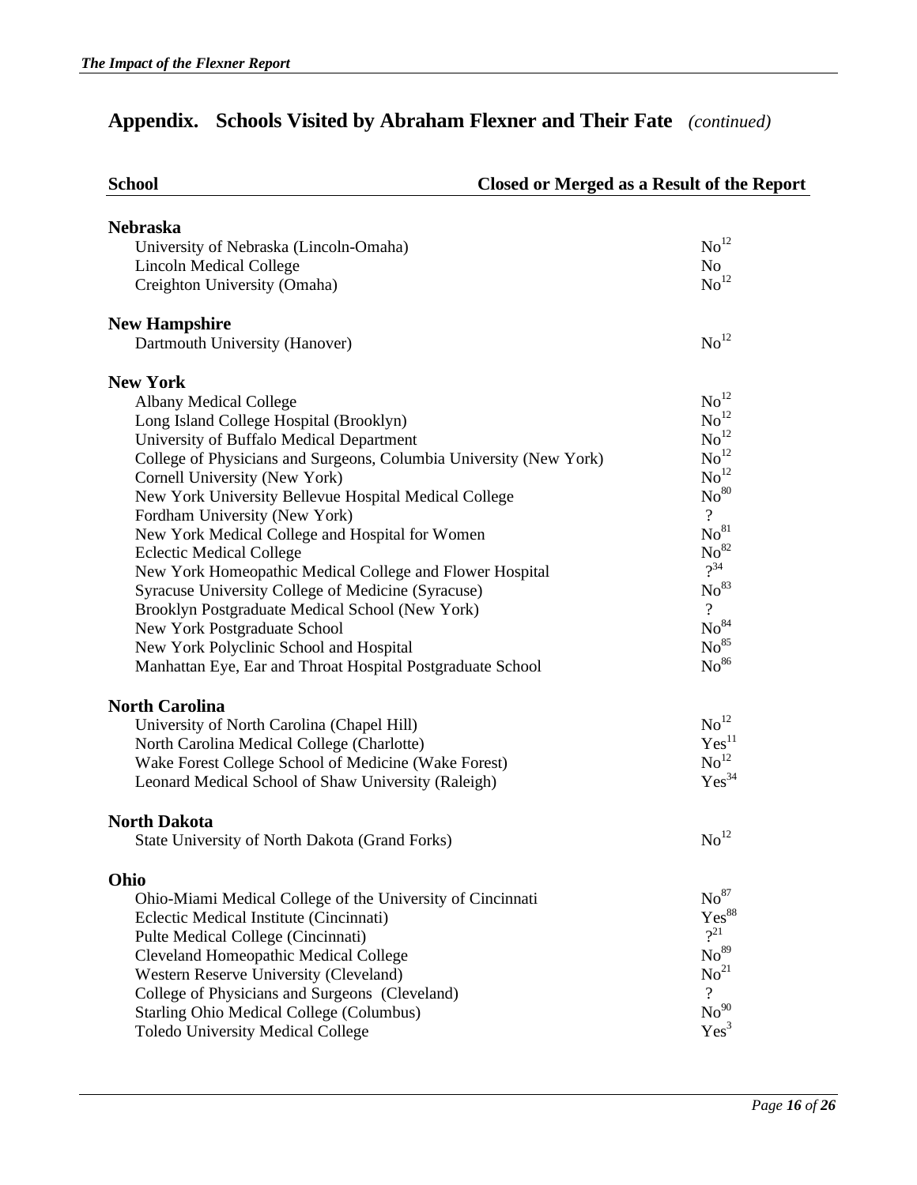## Appendix. Schools Visited by Abraham Flexner and Their Fate *(continued)*

| School | Closed or Merged as a Result of the Report |
|---|---|
| **Nebraska** | |
| University of Nebraska (Lincoln-Omaha) | No[12] |
| Lincoln Medical College | No |
| Creighton University (Omaha) | No[12] |
| **New Hampshire** | |
| Dartmouth University (Hanover) | No[12] |
| **New York** | |
| Albany Medical College | No[12] |
| Long Island College Hospital (Brooklyn) | No[12] |
| University of Buffalo Medical Department | No[12] |
| College of Physicians and Surgeons, Columbia University (New York) | No[12] |
| Cornell University (New York) | No[12] |
| New York University Bellevue Hospital Medical College | No[80] |
| Fordham University (New York) | ? |
| New York Medical College and Hospital for Women | No[81] |
| Eclectic Medical College | No[82] |
| New York Homeopathic Medical College and Flower Hospital | ?[34] |
| Syracuse University College of Medicine (Syracuse) | No[83] |
| Brooklyn Postgraduate Medical School (New York) | ? |
| New York Postgraduate School | No[84] |
| New York Polyclinic School and Hospital | No[85] |
| Manhattan Eye, Ear and Throat Hospital Postgraduate School | No[86] |
| **North Carolina** | |
| University of North Carolina (Chapel Hill) | No[12] |
| North Carolina Medical College (Charlotte) | Yes[11] |
| Wake Forest College School of Medicine (Wake Forest) | No[12] |
| Leonard Medical School of Shaw University (Raleigh) | Yes[34] |
| **North Dakota** | |
| State University of North Dakota (Grand Forks) | No[12] |
| **Ohio** | |
| Ohio-Miami Medical College of the University of Cincinnati | No[87] |
| Eclectic Medical Institute (Cincinnati) | Yes[88] |
| Pulte Medical College (Cincinnati) | ?[21] |
| Cleveland Homeopathic Medical College | No[89] |
| Western Reserve University (Cleveland) | No[21] |
| College of Physicians and Surgeons (Cleveland) | ? |
| Starling Ohio Medical College (Columbus) | No[90] |
| Toledo University Medical College | Yes[3] |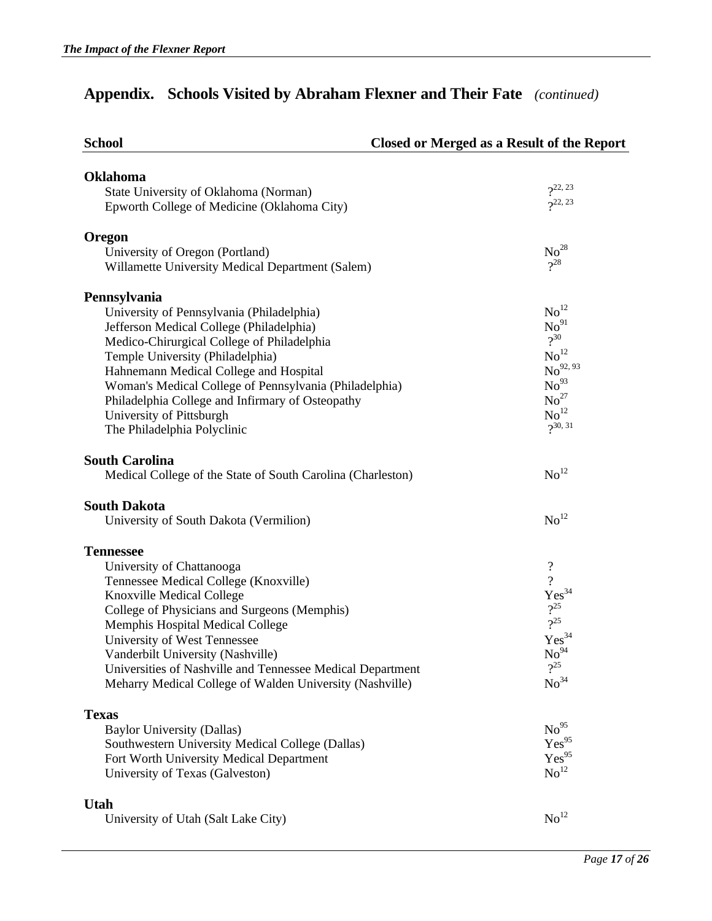## Appendix. Schools Visited by Abraham Flexner and Their Fate *(continued)*

| School | Closed or Merged as a Result of the Report |
|---|---|
| **Oklahoma** | |
| State University of Oklahoma (Norman) | ?[22, 23] |
| Epworth College of Medicine (Oklahoma City) | ?[22, 23] |
| **Oregon** | |
| University of Oregon (Portland) | No[28] |
| Willamette University Medical Department (Salem) | ?[28] |
| **Pennsylvania** | |
| University of Pennsylvania (Philadelphia) | No[12] |
| Jefferson Medical College (Philadelphia) | No[91] |
| Medico-Chirurgical College of Philadelphia | ?[30] |
| Temple University (Philadelphia) | No[12] |
| Hahnemann Medical College and Hospital | No[92, 93] |
| Woman's Medical College of Pennsylvania (Philadelphia) | No[93] |
| Philadelphia College and Infirmary of Osteopathy | No[27] |
| University of Pittsburgh | No[12] |
| The Philadelphia Polyclinic | ?[30, 31] |
| **South Carolina** | |
| Medical College of the State of South Carolina (Charleston) | No[12] |
| **South Dakota** | |
| University of South Dakota (Vermilion) | No[12] |
| **Tennessee** | |
| University of Chattanooga | ? |
| Tennessee Medical College (Knoxville) | ? |
| Knoxville Medical College | Yes[34] |
| College of Physicians and Surgeons (Memphis) | ?[25] |
| Memphis Hospital Medical College | ?[25] |
| University of West Tennessee | Yes[34] |
| Vanderbilt University (Nashville) | No[94] |
| Universities of Nashville and Tennessee Medical Department | ?[25] |
| Meharry Medical College of Walden University (Nashville) | No[34] |
| **Texas** | |
| Baylor University (Dallas) | No[95] |
| Southwestern University Medical College (Dallas) | Yes[95] |
| Fort Worth University Medical Department | Yes[95] |
| University of Texas (Galveston) | No[12] |
| **Utah** | |
| University of Utah (Salt Lake City) | No[12] |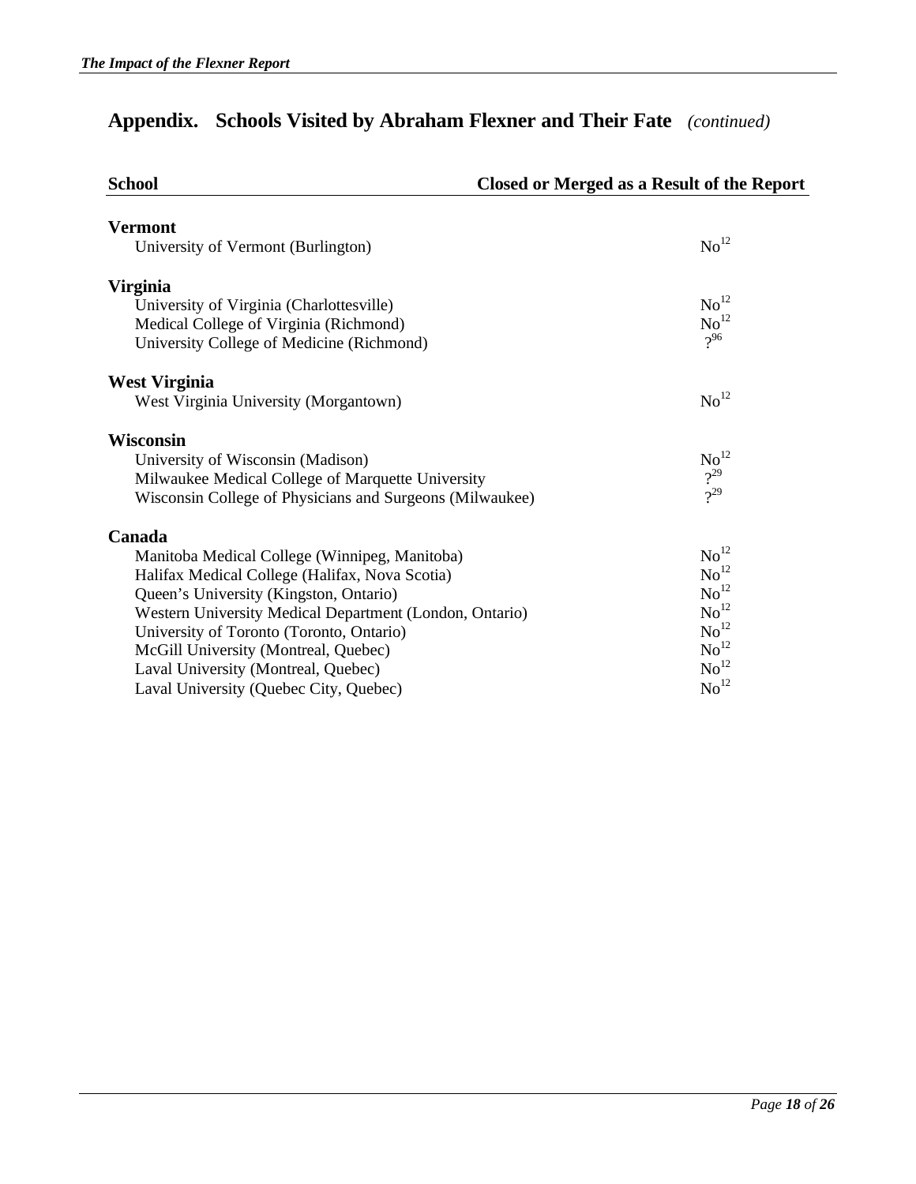## Appendix. Schools Visited by Abraham Flexner and Their Fate *(continued)*

| School | Closed or Merged as a Result of the Report |
|---|---|
| **Vermont** | |
| University of Vermont (Burlington) | No[12] |
| **Virginia** | |
| University of Virginia (Charlottesville) | No[12] |
| Medical College of Virginia (Richmond) | No[12] |
| University College of Medicine (Richmond) | ?[96] |
| **West Virginia** | |
| West Virginia University (Morgantown) | No[12] |
| **Wisconsin** | |
| University of Wisconsin (Madison) | No[12] |
| Milwaukee Medical College of Marquette University | ?[29] |
| Wisconsin College of Physicians and Surgeons (Milwaukee) | ?[29] |
| **Canada** | |
| Manitoba Medical College (Winnipeg, Manitoba) | No[12] |
| Halifax Medical College (Halifax, Nova Scotia) | No[12] |
| Queen's University (Kingston, Ontario) | No[12] |
| Western University Medical Department (London, Ontario) | No[12] |
| University of Toronto (Toronto, Ontario) | No[12] |
| McGill University (Montreal, Quebec) | No[12] |
| Laval University (Montreal, Quebec) | No[12] |
| Laval University (Quebec City, Quebec) | No[12] |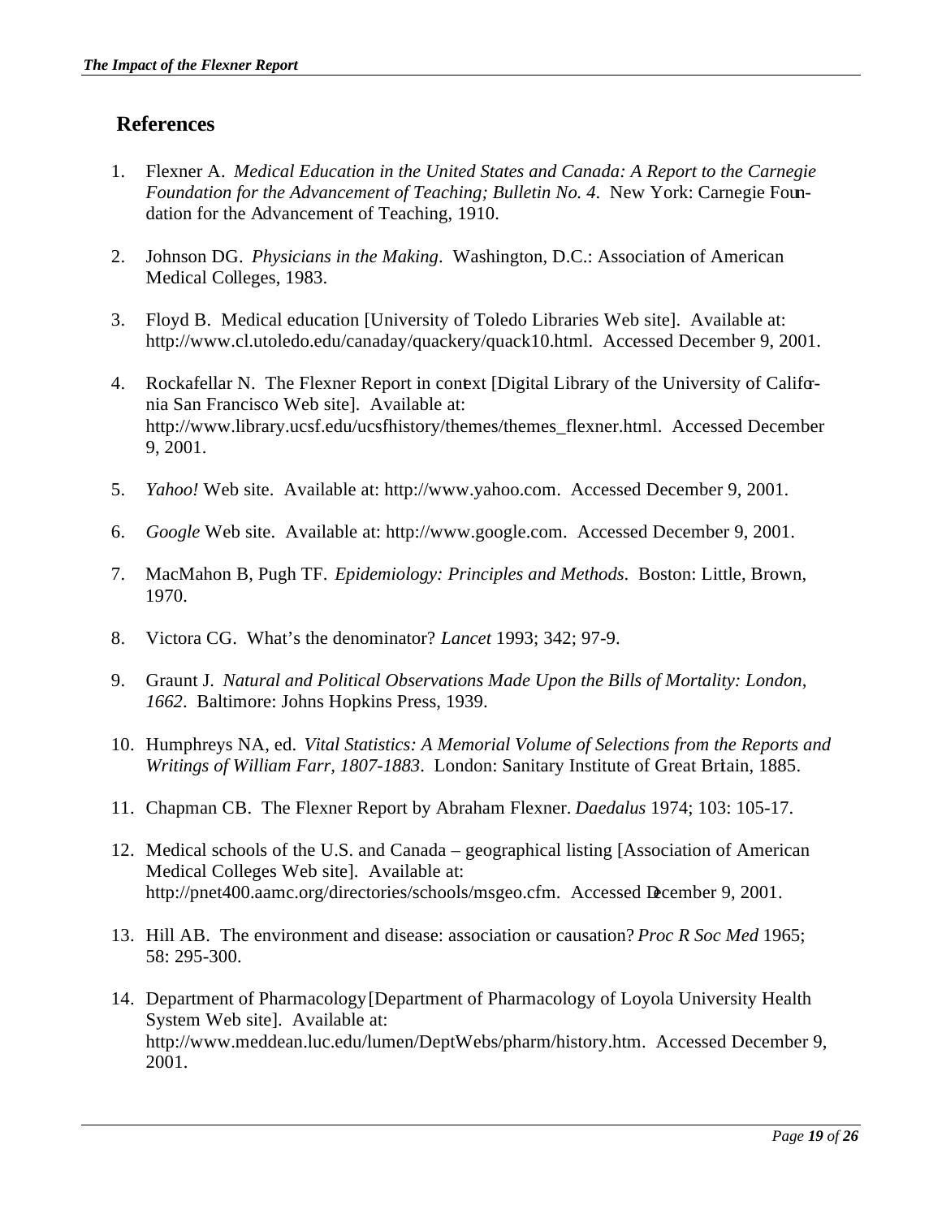## References

1. Flexner A. *Medical Education in the United States and Canada: A Report to the Carnegie Foundation for the Advancement of Teaching; Bulletin No. 4*. New York: Carnegie Foundation for the Advancement of Teaching, 1910.

2. Johnson DG. *Physicians in the Making*. Washington, D.C.: Association of American Medical Colleges, 1983.

3. Floyd B. Medical education [University of Toledo Libraries Web site]. Available at: http://www.cl.utoledo.edu/canaday/quackery/quack10.html. Accessed December 9, 2001.

4. Rockafellar N. The Flexner Report in context [Digital Library of the University of California San Francisco Web site]. Available at: http://www.library.ucsf.edu/ucsfhistory/themes/themes_flexner.html. Accessed December 9, 2001.

5. *Yahoo!* Web site. Available at: http://www.yahoo.com. Accessed December 9, 2001.

6. *Google* Web site. Available at: http://www.google.com. Accessed December 9, 2001.

7. MacMahon B, Pugh TF. *Epidemiology: Principles and Methods*. Boston: Little, Brown, 1970.

8. Victora CG. What's the denominator? *Lancet* 1993; 342; 97-9.

9. Graunt J. *Natural and Political Observations Made Upon the Bills of Mortality: London, 1662*. Baltimore: Johns Hopkins Press, 1939.

10. Humphreys NA, ed. *Vital Statistics: A Memorial Volume of Selections from the Reports and Writings of William Farr, 1807-1883*. London: Sanitary Institute of Great Britain, 1885.

11. Chapman CB. The Flexner Report by Abraham Flexner. *Daedalus* 1974; 103: 105-17.

12. Medical schools of the U.S. and Canada – geographical listing [Association of American Medical Colleges Web site]. Available at: http://pnet400.aamc.org/directories/schools/msgeo.cfm. Accessed December 9, 2001.

13. Hill AB. The environment and disease: association or causation? *Proc R Soc Med* 1965; 58: 295-300.

14. Department of Pharmacology [Department of Pharmacology of Loyola University Health System Web site]. Available at: http://www.meddean.luc.edu/lumen/DeptWebs/pharm/history.htm. Accessed December 9, 2001.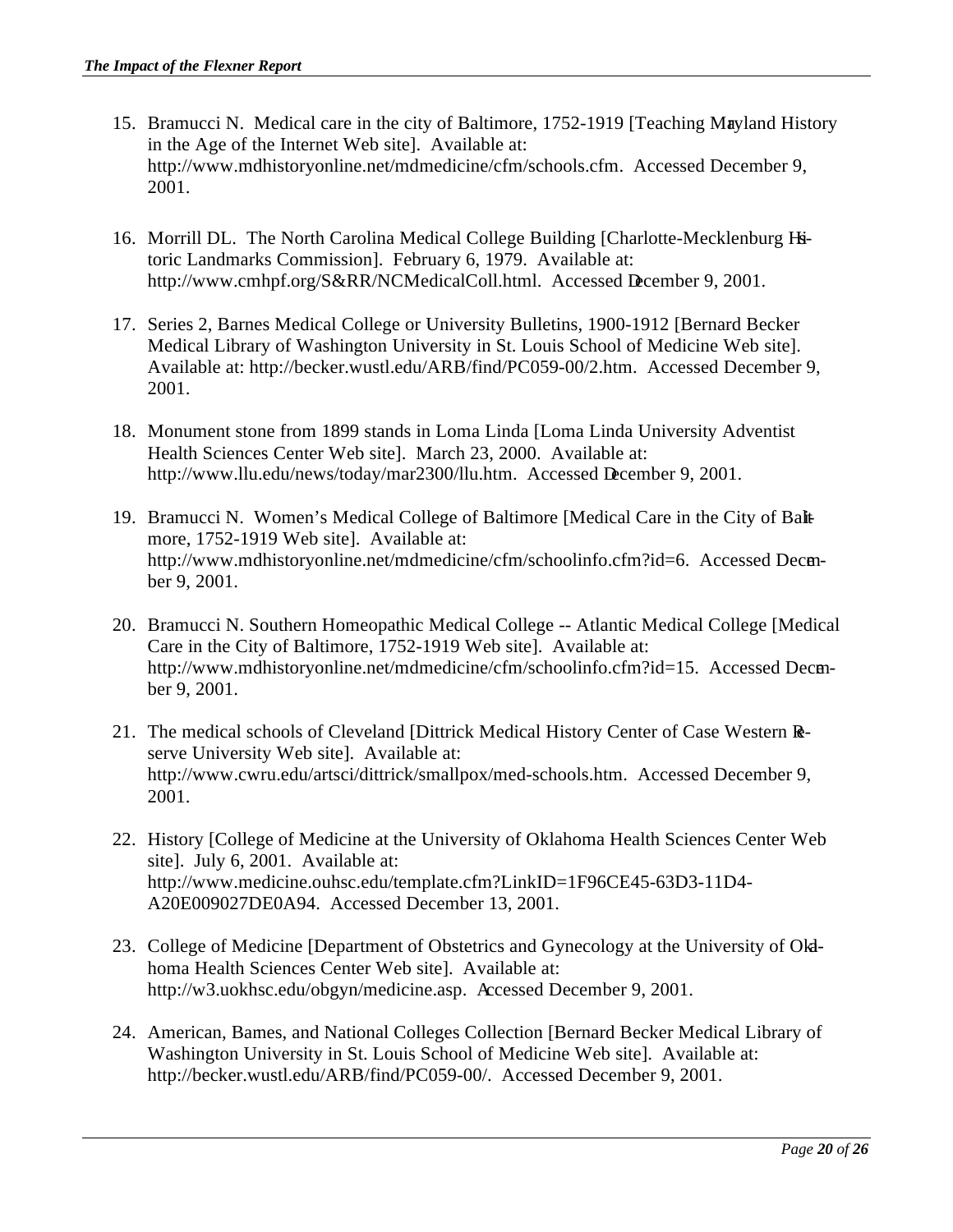15. Bramucci N. Medical care in the city of Baltimore, 1752-1919 [Teaching Maryland History in the Age of the Internet Web site]. Available at: http://www.mdhistoryonline.net/mdmedicine/cfm/schools.cfm. Accessed December 9, 2001.

16. Morrill DL. The North Carolina Medical College Building [Charlotte-Mecklenburg Historic Landmarks Commission]. February 6, 1979. Available at: http://www.cmhpf.org/S&RR/NCMedicalColl.html. Accessed December 9, 2001.

17. Series 2, Barnes Medical College or University Bulletins, 1900-1912 [Bernard Becker Medical Library of Washington University in St. Louis School of Medicine Web site]. Available at: http://becker.wustl.edu/ARB/find/PC059-00/2.htm. Accessed December 9, 2001.

18. Monument stone from 1899 stands in Loma Linda [Loma Linda University Adventist Health Sciences Center Web site]. March 23, 2000. Available at: http://www.llu.edu/news/today/mar2300/llu.htm. Accessed December 9, 2001.

19. Bramucci N. Women's Medical College of Baltimore [Medical Care in the City of Baltimore, 1752-1919 Web site]. Available at: http://www.mdhistoryonline.net/mdmedicine/cfm/schoolinfo.cfm?id=6. Accessed December 9, 2001.

20. Bramucci N. Southern Homeopathic Medical College -- Atlantic Medical College [Medical Care in the City of Baltimore, 1752-1919 Web site]. Available at: http://www.mdhistoryonline.net/mdmedicine/cfm/schoolinfo.cfm?id=15. Accessed December 9, 2001.

21. The medical schools of Cleveland [Dittrick Medical History Center of Case Western Reserve University Web site]. Available at: http://www.cwru.edu/artsci/dittrick/smallpox/med-schools.htm. Accessed December 9, 2001.

22. History [College of Medicine at the University of Oklahoma Health Sciences Center Web site]. July 6, 2001. Available at: http://www.medicine.ouhsc.edu/template.cfm?LinkID=1F96CE45-63D3-11D4-A20E009027DE0A94. Accessed December 13, 2001.

23. College of Medicine [Department of Obstetrics and Gynecology at the University of Oklahoma Health Sciences Center Web site]. Available at: http://w3.uokhsc.edu/obgyn/medicine.asp. Accessed December 9, 2001.

24. American, Bames, and National Colleges Collection [Bernard Becker Medical Library of Washington University in St. Louis School of Medicine Web site]. Available at: http://becker.wustl.edu/ARB/find/PC059-00/. Accessed December 9, 2001.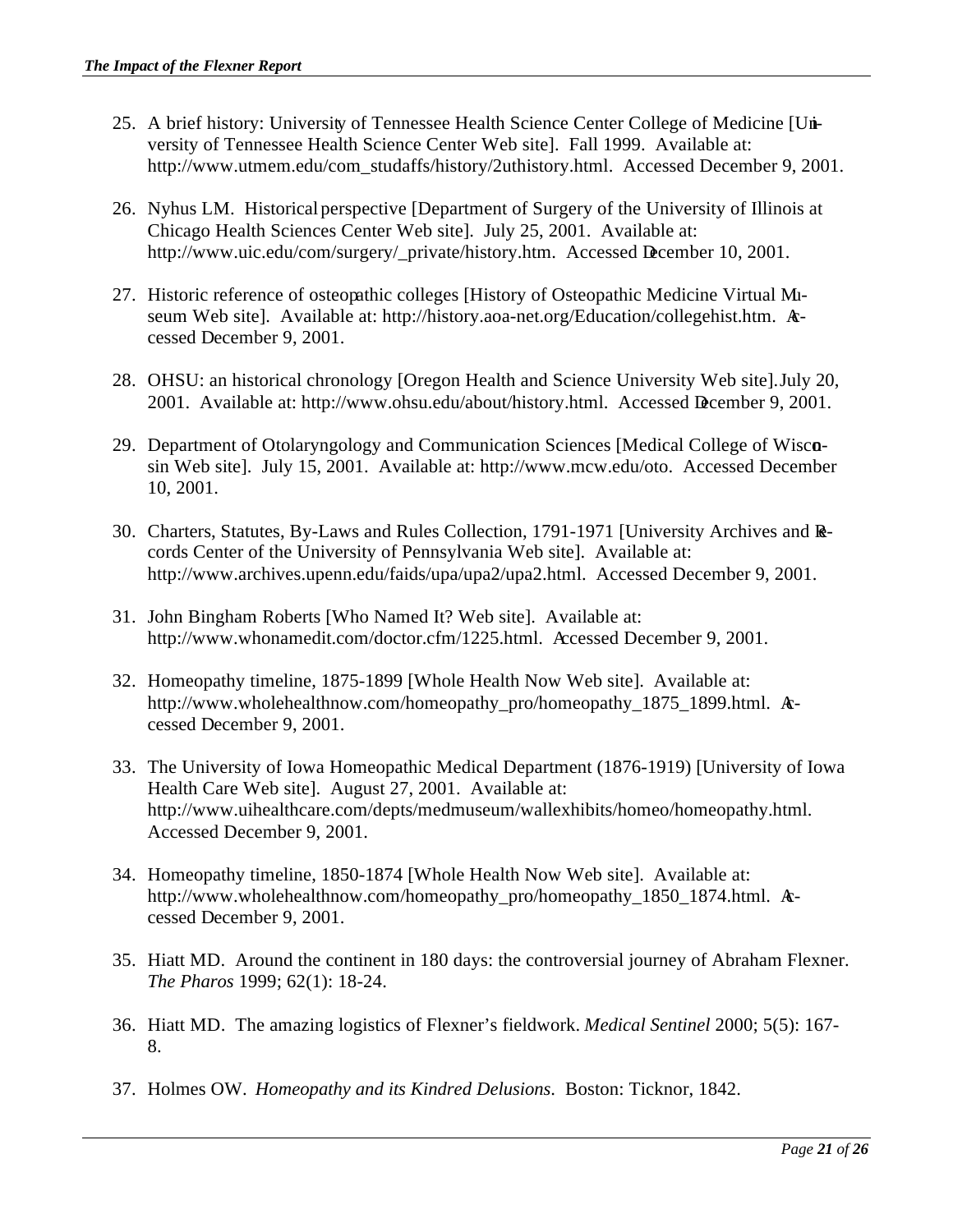25. A brief history: University of Tennessee Health Science Center College of Medicine [University of Tennessee Health Science Center Web site]. Fall 1999. Available at: http://www.utmem.edu/com_studaffs/history/2uthistory.html. Accessed December 9, 2001.

26. Nyhus LM. Historical perspective [Department of Surgery of the University of Illinois at Chicago Health Sciences Center Web site]. July 25, 2001. Available at: http://www.uic.edu/com/surgery/_private/history.htm. Accessed December 10, 2001.

27. Historic reference of osteopathic colleges [History of Osteopathic Medicine Virtual Museum Web site]. Available at: http://history.aoa-net.org/Education/collegehist.htm. Accessed December 9, 2001.

28. OHSU: an historical chronology [Oregon Health and Science University Web site]. July 20, 2001. Available at: http://www.ohsu.edu/about/history.html. Accessed December 9, 2001.

29. Department of Otolaryngology and Communication Sciences [Medical College of Wisconsin Web site]. July 15, 2001. Available at: http://www.mcw.edu/oto. Accessed December 10, 2001.

30. Charters, Statutes, By-Laws and Rules Collection, 1791-1971 [University Archives and Records Center of the University of Pennsylvania Web site]. Available at: http://www.archives.upenn.edu/faids/upa/upa2/upa2.html. Accessed December 9, 2001.

31. John Bingham Roberts [Who Named It? Web site]. Available at: http://www.whonamedit.com/doctor.cfm/1225.html. Accessed December 9, 2001.

32. Homeopathy timeline, 1875-1899 [Whole Health Now Web site]. Available at: http://www.wholehealthnow.com/homeopathy_pro/homeopathy_1875_1899.html. Accessed December 9, 2001.

33. The University of Iowa Homeopathic Medical Department (1876-1919) [University of Iowa Health Care Web site]. August 27, 2001. Available at: http://www.uihealthcare.com/depts/medmuseum/wallexhibits/homeo/homeopathy.html. Accessed December 9, 2001.

34. Homeopathy timeline, 1850-1874 [Whole Health Now Web site]. Available at: http://www.wholehealthnow.com/homeopathy_pro/homeopathy_1850_1874.html. Accessed December 9, 2001.

35. Hiatt MD. Around the continent in 180 days: the controversial journey of Abraham Flexner. *The Pharos* 1999; 62(1): 18-24.

36. Hiatt MD. The amazing logistics of Flexner's fieldwork. *Medical Sentinel* 2000; 5(5): 167-8.

37. Holmes OW. *Homeopathy and its Kindred Delusions*. Boston: Ticknor, 1842.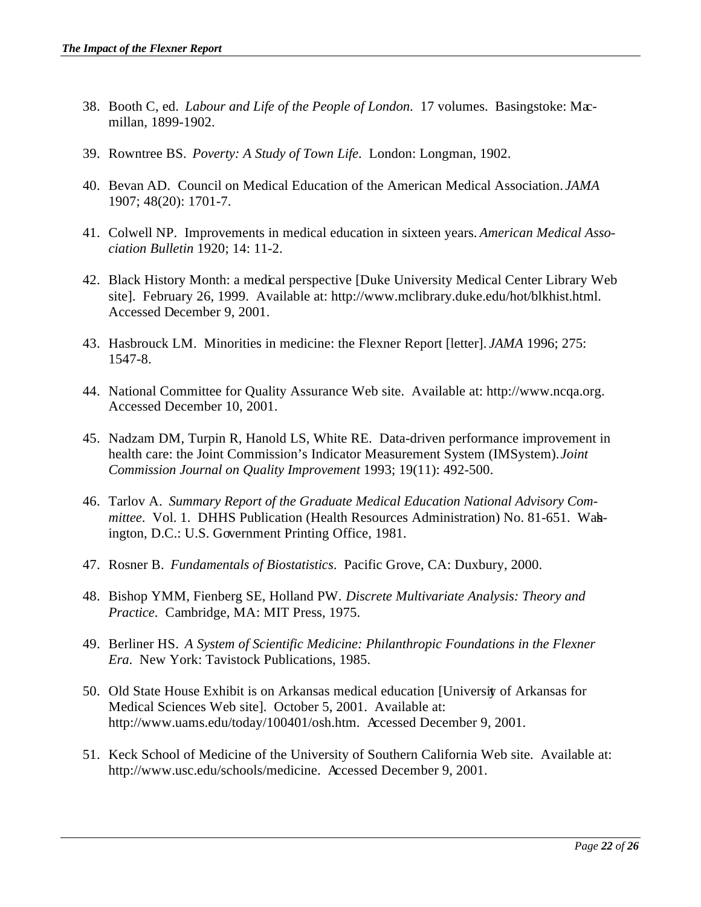38. Booth C, ed. *Labour and Life of the People of London*. 17 volumes. Basingstoke: Macmillan, 1899-1902.

39. Rowntree BS. *Poverty: A Study of Town Life*. London: Longman, 1902.

40. Bevan AD. Council on Medical Education of the American Medical Association. *JAMA* 1907; 48(20): 1701-7.

41. Colwell NP. Improvements in medical education in sixteen years. *American Medical Association Bulletin* 1920; 14: 11-2.

42. Black History Month: a medical perspective [Duke University Medical Center Library Web site]. February 26, 1999. Available at: http://www.mclibrary.duke.edu/hot/blkhist.html. Accessed December 9, 2001.

43. Hasbrouck LM. Minorities in medicine: the Flexner Report [letter]. *JAMA* 1996; 275: 1547-8.

44. National Committee for Quality Assurance Web site. Available at: http://www.ncqa.org. Accessed December 10, 2001.

45. Nadzam DM, Turpin R, Hanold LS, White RE. Data-driven performance improvement in health care: the Joint Commission's Indicator Measurement System (IMSystem). *Joint Commission Journal on Quality Improvement* 1993; 19(11): 492-500.

46. Tarlov A. *Summary Report of the Graduate Medical Education National Advisory Committee*. Vol. 1. DHHS Publication (Health Resources Administration) No. 81-651. Washington, D.C.: U.S. Government Printing Office, 1981.

47. Rosner B. *Fundamentals of Biostatistics*. Pacific Grove, CA: Duxbury, 2000.

48. Bishop YMM, Fienberg SE, Holland PW. *Discrete Multivariate Analysis: Theory and Practice*. Cambridge, MA: MIT Press, 1975.

49. Berliner HS. *A System of Scientific Medicine: Philanthropic Foundations in the Flexner Era*. New York: Tavistock Publications, 1985.

50. Old State House Exhibit is on Arkansas medical education [University of Arkansas for Medical Sciences Web site]. October 5, 2001. Available at: http://www.uams.edu/today/100401/osh.htm. Accessed December 9, 2001.

51. Keck School of Medicine of the University of Southern California Web site. Available at: http://www.usc.edu/schools/medicine. Accessed December 9, 2001.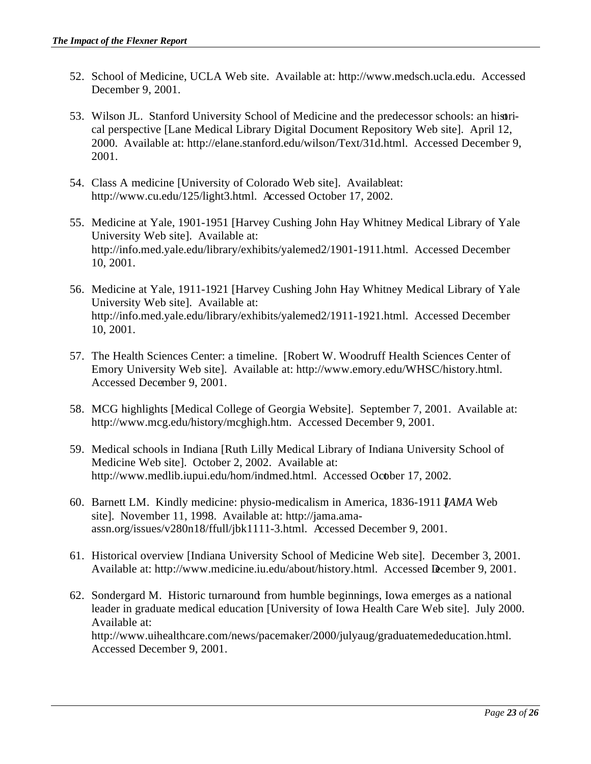52. School of Medicine, UCLA Web site. Available at: http://www.medsch.ucla.edu. Accessed December 9, 2001.

53. Wilson JL. Stanford University School of Medicine and the predecessor schools: an historical perspective [Lane Medical Library Digital Document Repository Web site]. April 12, 2000. Available at: http://elane.stanford.edu/wilson/Text/31d.html. Accessed December 9, 2001.

54. Class A medicine [University of Colorado Web site]. Available at: http://www.cu.edu/125/light3.html. Accessed October 17, 2002.

55. Medicine at Yale, 1901-1951 [Harvey Cushing John Hay Whitney Medical Library of Yale University Web site]. Available at: http://info.med.yale.edu/library/exhibits/yalemed2/1901-1911.html. Accessed December 10, 2001.

56. Medicine at Yale, 1911-1921 [Harvey Cushing John Hay Whitney Medical Library of Yale University Web site]. Available at: http://info.med.yale.edu/library/exhibits/yalemed2/1911-1921.html. Accessed December 10, 2001.

57. The Health Sciences Center: a timeline. [Robert W. Woodruff Health Sciences Center of Emory University Web site]. Available at: http://www.emory.edu/WHSC/history.html. Accessed December 9, 2001.

58. MCG highlights [Medical College of Georgia Website]. September 7, 2001. Available at: http://www.mcg.edu/history/mcghigh.htm. Accessed December 9, 2001.

59. Medical schools in Indiana [Ruth Lilly Medical Library of Indiana University School of Medicine Web site]. October 2, 2002. Available at: http://www.medlib.iupui.edu/hom/indmed.html. Accessed October 17, 2002.

60. Barnett LM. Kindly medicine: physio-medicalism in America, 1836-1911 [*JAMA* Web site]. November 11, 1998. Available at: http://jama.ama-assn.org/issues/v280n18/ffull/jbk1111-3.html. Accessed December 9, 2001.

61. Historical overview [Indiana University School of Medicine Web site]. December 3, 2001. Available at: http://www.medicine.iu.edu/about/history.html. Accessed December 9, 2001.

62. Sondergard M. Historic turnaround: from humble beginnings, Iowa emerges as a national leader in graduate medical education [University of Iowa Health Care Web site]. July 2000. Available at: http://www.uihealthcare.com/news/pacemaker/2000/julyaug/graduatemededucation.html. Accessed December 9, 2001.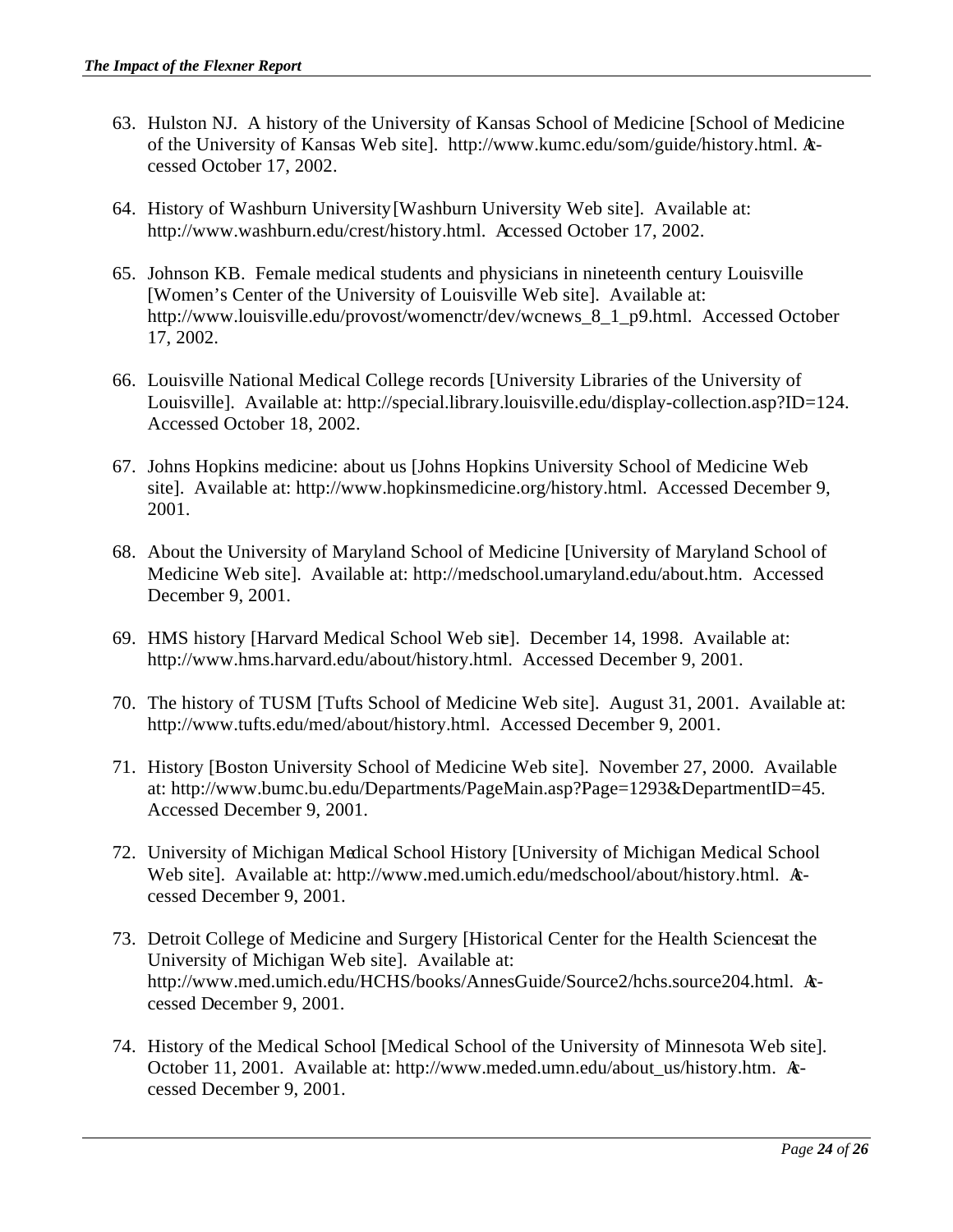63. Hulston NJ. A history of the University of Kansas School of Medicine [School of Medicine of the University of Kansas Web site]. http://www.kumc.edu/som/guide/history.html. Accessed October 17, 2002.

64. History of Washburn University [Washburn University Web site]. Available at: http://www.washburn.edu/crest/history.html. Accessed October 17, 2002.

65. Johnson KB. Female medical students and physicians in nineteenth century Louisville [Women's Center of the University of Louisville Web site]. Available at: http://www.louisville.edu/provost/womenctr/dev/wcnews_8_1_p9.html. Accessed October 17, 2002.

66. Louisville National Medical College records [University Libraries of the University of Louisville]. Available at: http://special.library.louisville.edu/display-collection.asp?ID=124. Accessed October 18, 2002.

67. Johns Hopkins medicine: about us [Johns Hopkins University School of Medicine Web site]. Available at: http://www.hopkinsmedicine.org/history.html. Accessed December 9, 2001.

68. About the University of Maryland School of Medicine [University of Maryland School of Medicine Web site]. Available at: http://medschool.umaryland.edu/about.htm. Accessed December 9, 2001.

69. HMS history [Harvard Medical School Web site]. December 14, 1998. Available at: http://www.hms.harvard.edu/about/history.html. Accessed December 9, 2001.

70. The history of TUSM [Tufts School of Medicine Web site]. August 31, 2001. Available at: http://www.tufts.edu/med/about/history.html. Accessed December 9, 2001.

71. History [Boston University School of Medicine Web site]. November 27, 2000. Available at: http://www.bumc.bu.edu/Departments/PageMain.asp?Page=1293&DepartmentID=45. Accessed December 9, 2001.

72. University of Michigan Medical School History [University of Michigan Medical School Web site]. Available at: http://www.med.umich.edu/medschool/about/history.html. Accessed December 9, 2001.

73. Detroit College of Medicine and Surgery [Historical Center for the Health Sciences at the University of Michigan Web site]. Available at: http://www.med.umich.edu/HCHS/books/AnnesGuide/Source2/hchs.source204.html. Accessed December 9, 2001.

74. History of the Medical School [Medical School of the University of Minnesota Web site]. October 11, 2001. Available at: http://www.meded.umn.edu/about_us/history.htm. Accessed December 9, 2001.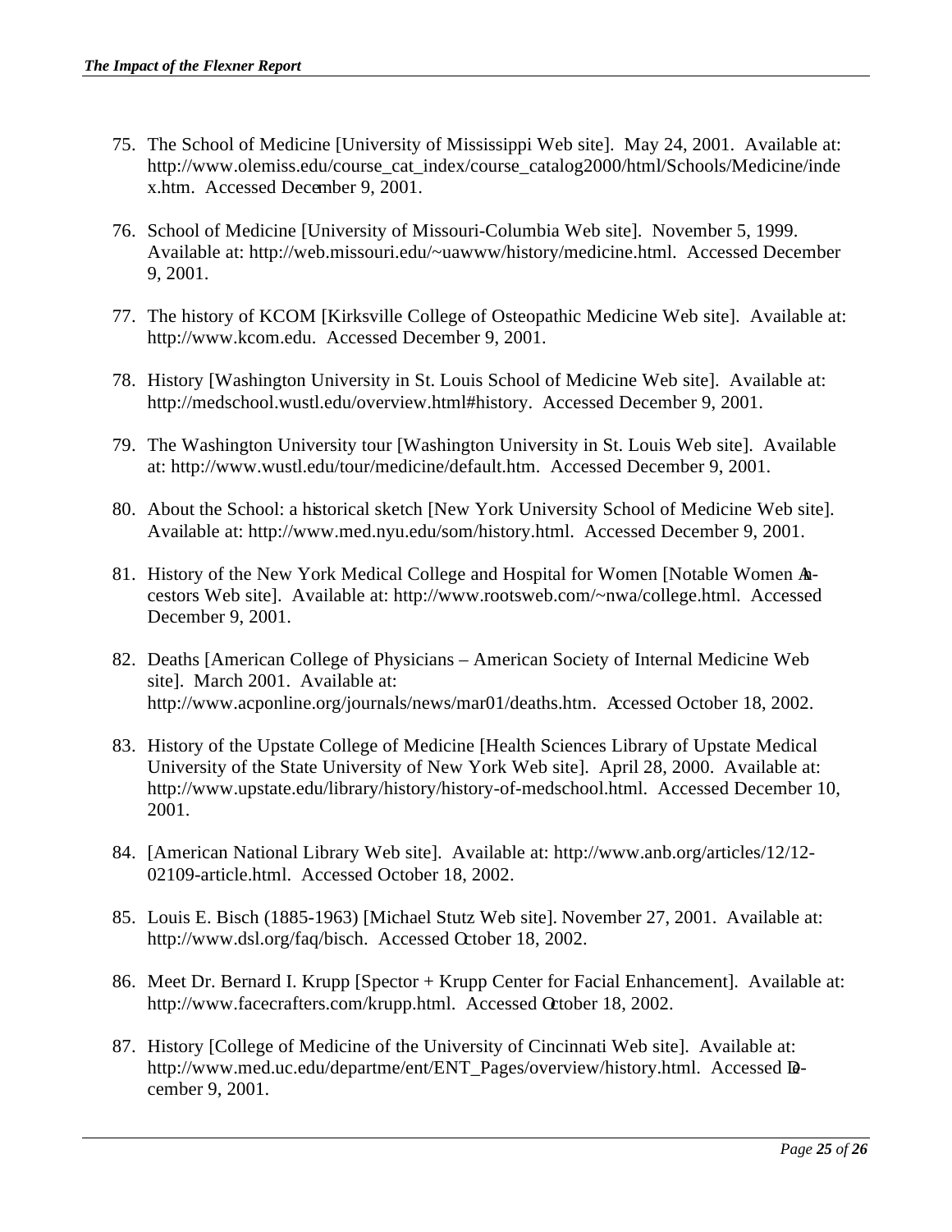75. The School of Medicine [University of Mississippi Web site]. May 24, 2001. Available at: http://www.olemiss.edu/course_cat_index/course_catalog2000/html/Schools/Medicine/index.htm. Accessed December 9, 2001.

76. School of Medicine [University of Missouri-Columbia Web site]. November 5, 1999. Available at: http://web.missouri.edu/~uawww/history/medicine.html. Accessed December 9, 2001.

77. The history of KCOM [Kirksville College of Osteopathic Medicine Web site]. Available at: http://www.kcom.edu. Accessed December 9, 2001.

78. History [Washington University in St. Louis School of Medicine Web site]. Available at: http://medschool.wustl.edu/overview.html#history. Accessed December 9, 2001.

79. The Washington University tour [Washington University in St. Louis Web site]. Available at: http://www.wustl.edu/tour/medicine/default.htm. Accessed December 9, 2001.

80. About the School: a historical sketch [New York University School of Medicine Web site]. Available at: http://www.med.nyu.edu/som/history.html. Accessed December 9, 2001.

81. History of the New York Medical College and Hospital for Women [Notable Women Ancestors Web site]. Available at: http://www.rootsweb.com/~nwa/college.html. Accessed December 9, 2001.

82. Deaths [American College of Physicians – American Society of Internal Medicine Web site]. March 2001. Available at: http://www.acponline.org/journals/news/mar01/deaths.htm. Accessed October 18, 2002.

83. History of the Upstate College of Medicine [Health Sciences Library of Upstate Medical University of the State University of New York Web site]. April 28, 2000. Available at: http://www.upstate.edu/library/history/history-of-medschool.html. Accessed December 10, 2001.

84. [American National Library Web site]. Available at: http://www.anb.org/articles/12/12-02109-article.html. Accessed October 18, 2002.

85. Louis E. Bisch (1885-1963) [Michael Stutz Web site]. November 27, 2001. Available at: http://www.dsl.org/faq/bisch. Accessed October 18, 2002.

86. Meet Dr. Bernard I. Krupp [Spector + Krupp Center for Facial Enhancement]. Available at: http://www.facecrafters.com/krupp.html. Accessed October 18, 2002.

87. History [College of Medicine of the University of Cincinnati Web site]. Available at: http://www.med.uc.edu/departme/ent/ENT_Pages/overview/history.html. Accessed December 9, 2001.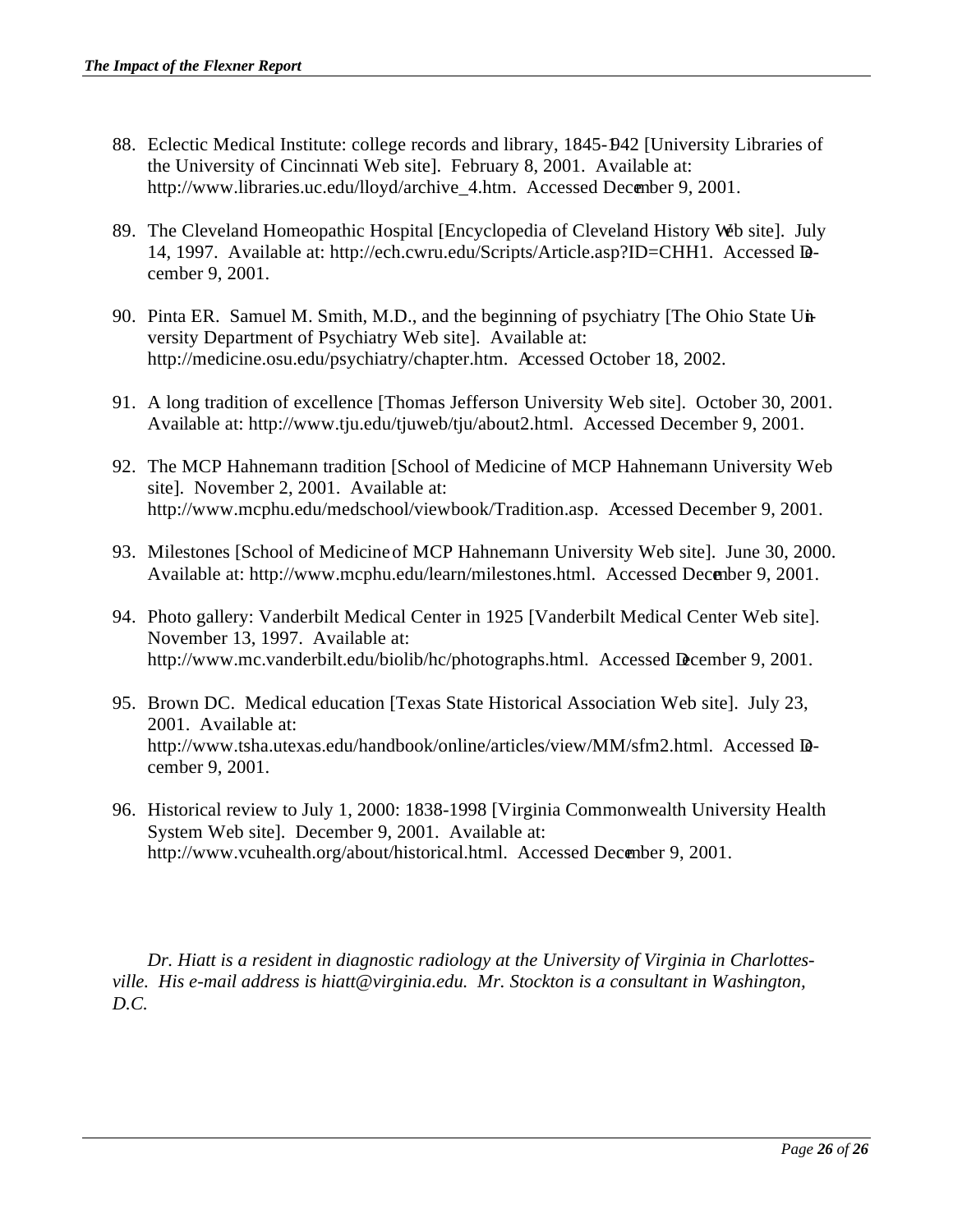88. Eclectic Medical Institute: college records and library, 1845-1942 [University Libraries of the University of Cincinnati Web site]. February 8, 2001. Available at: http://www.libraries.uc.edu/lloyd/archive_4.htm. Accessed December 9, 2001.

89. The Cleveland Homeopathic Hospital [Encyclopedia of Cleveland History Web site]. July 14, 1997. Available at: http://ech.cwru.edu/Scripts/Article.asp?ID=CHH1. Accessed December 9, 2001.

90. Pinta ER. Samuel M. Smith, M.D., and the beginning of psychiatry [The Ohio State University Department of Psychiatry Web site]. Available at: http://medicine.osu.edu/psychiatry/chapter.htm. Accessed October 18, 2002.

91. A long tradition of excellence [Thomas Jefferson University Web site]. October 30, 2001. Available at: http://www.tju.edu/tjuweb/tju/about2.html. Accessed December 9, 2001.

92. The MCP Hahnemann tradition [School of Medicine of MCP Hahnemann University Web site]. November 2, 2001. Available at: http://www.mcphu.edu/medschool/viewbook/Tradition.asp. Accessed December 9, 2001.

93. Milestones [School of Medicine of MCP Hahnemann University Web site]. June 30, 2000. Available at: http://www.mcphu.edu/learn/milestones.html. Accessed December 9, 2001.

94. Photo gallery: Vanderbilt Medical Center in 1925 [Vanderbilt Medical Center Web site]. November 13, 1997. Available at: http://www.mc.vanderbilt.edu/biolib/hc/photographs.html. Accessed December 9, 2001.

95. Brown DC. Medical education [Texas State Historical Association Web site]. July 23, 2001. Available at: http://www.tsha.utexas.edu/handbook/online/articles/view/MM/sfm2.html. Accessed December 9, 2001.

96. Historical review to July 1, 2000: 1838-1998 [Virginia Commonwealth University Health System Web site]. December 9, 2001. Available at: http://www.vcuhealth.org/about/historical.html. Accessed December 9, 2001.

*Dr. Hiatt is a resident in diagnostic radiology at the University of Virginia in Charlottesville. His e-mail address is hiatt@virginia.edu. Mr. Stockton is a consultant in Washington, D.C.*